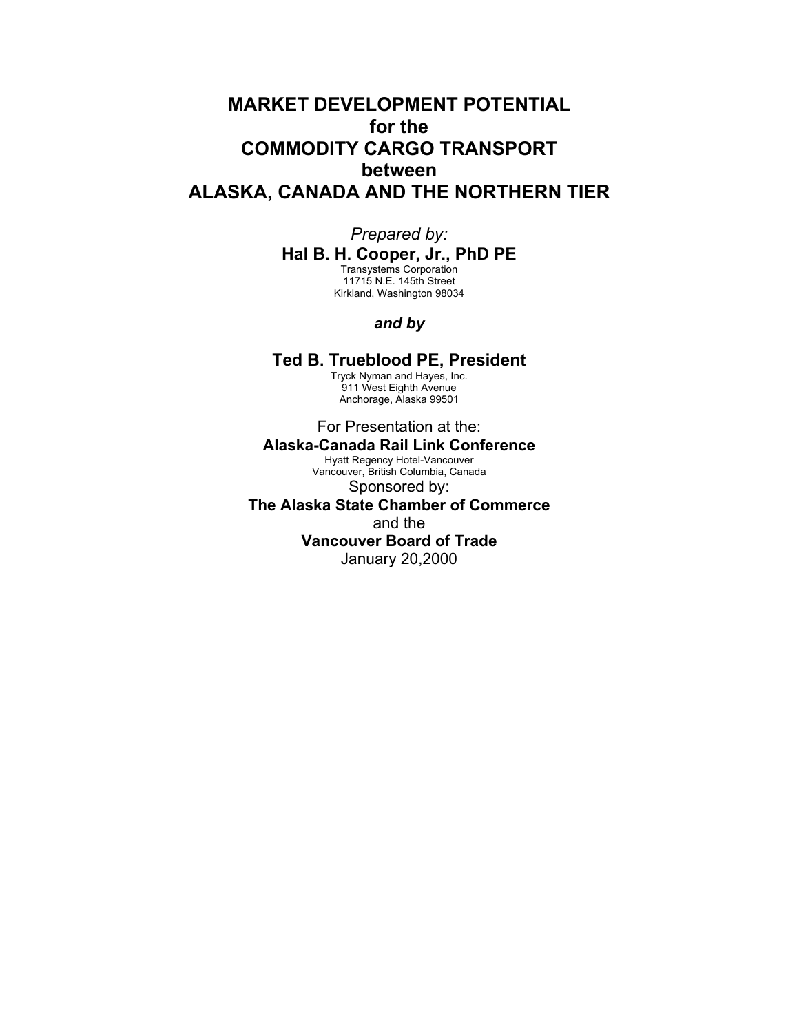# MARKET DEVELOPMENT POTENTIAL for the COMMODITY CARGO TRANSPORT between ALASKA, CANADA AND THE NORTHERN TIER

*Prepared by:*

**Hal B. H. Cooper, Jr., PhD PE**

Transystems Corporation
11715 N.E. 145th Street
Kirkland, Washington 98034

***and by***

**Ted B. Trueblood PE, President**

Tryck Nyman and Hayes, Inc.
911 West Eighth Avenue
Anchorage, Alaska 99501

For Presentation at the:

**Alaska-Canada Rail Link Conference**

Hyatt Regency Hotel-Vancouver
Vancouver, British Columbia, Canada

Sponsored by:

**The Alaska State Chamber of Commerce**

and the

**Vancouver Board of Trade**

January 20,2000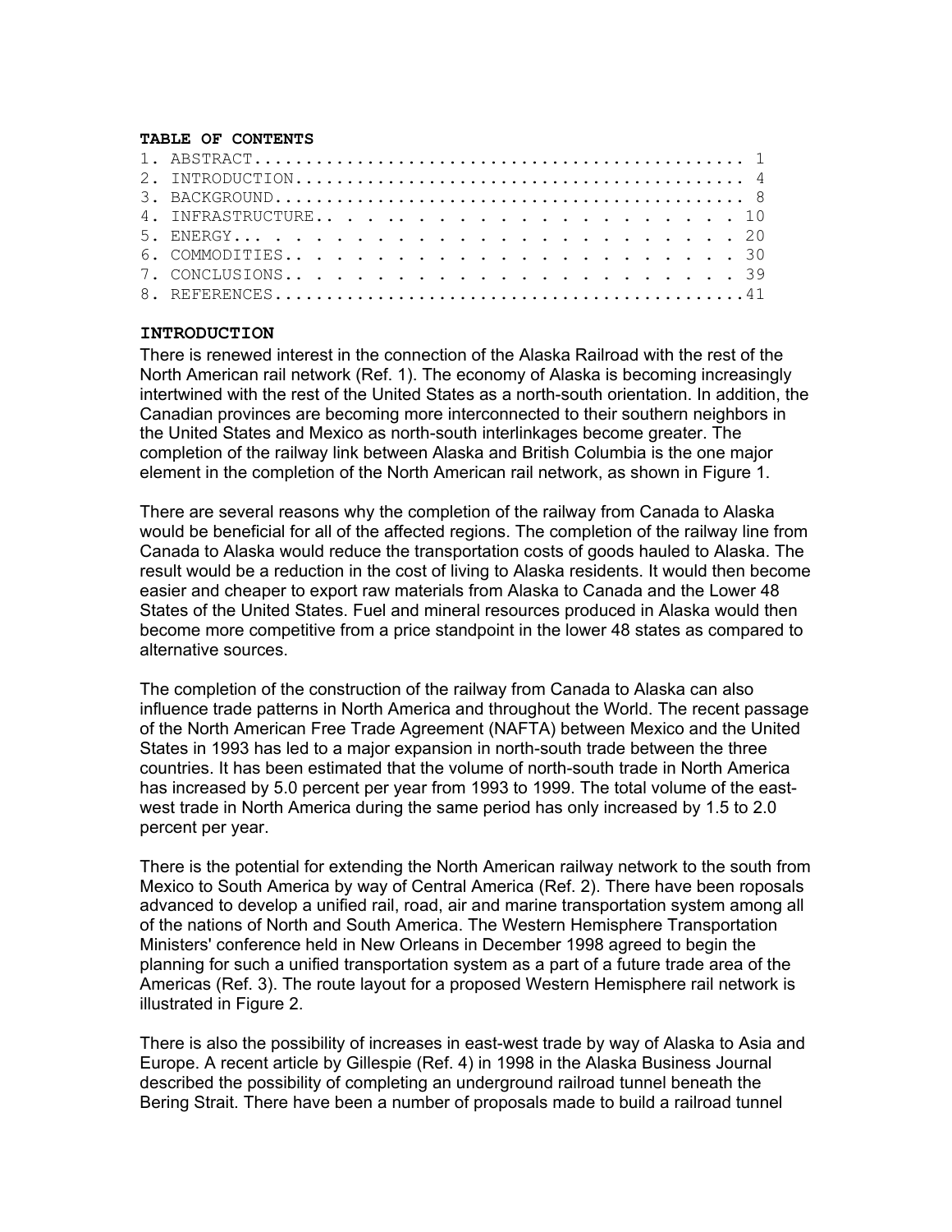**TABLE OF CONTENTS**

1. ABSTRACT............................................. 1
2. INTRODUCTION......................................... 4
3. BACKGROUND........................................... 8
4. INFRASTRUCTURE.. . . . .. . . . . . . . . . . . . . . . . 10
5. ENERGY.. . . . . . . . . . . . . . . . . . . . . . . . . 20
6. COMMODITIES.. . . . . . . . . . . . . . . . . . . . . . 30
7. CONCLUSIONS.. . . . . . . . . . . . . . . . . . . . . . 39
8. REFERENCES............................................41

## INTRODUCTION

There is renewed interest in the connection of the Alaska Railroad with the rest of the North American rail network (Ref. 1). The economy of Alaska is becoming increasingly intertwined with the rest of the United States as a north-south orientation. In addition, the Canadian provinces are becoming more interconnected to their southern neighbors in the United States and Mexico as north-south interlinkages become greater. The completion of the railway link between Alaska and British Columbia is the one major element in the completion of the North American rail network, as shown in Figure 1.

There are several reasons why the completion of the railway from Canada to Alaska would be beneficial for all of the affected regions. The completion of the railway line from Canada to Alaska would reduce the transportation costs of goods hauled to Alaska. The result would be a reduction in the cost of living to Alaska residents. It would then become easier and cheaper to export raw materials from Alaska to Canada and the Lower 48 States of the United States. Fuel and mineral resources produced in Alaska would then become more competitive from a price standpoint in the lower 48 states as compared to alternative sources.

The completion of the construction of the railway from Canada to Alaska can also influence trade patterns in North America and throughout the World. The recent passage of the North American Free Trade Agreement (NAFTA) between Mexico and the United States in 1993 has led to a major expansion in north-south trade between the three countries. It has been estimated that the volume of north-south trade in North America has increased by 5.0 percent per year from 1993 to 1999. The total volume of the east-west trade in North America during the same period has only increased by 1.5 to 2.0 percent per year.

There is the potential for extending the North American railway network to the south from Mexico to South America by way of Central America (Ref. 2). There have been roposals advanced to develop a unified rail, road, air and marine transportation system among all of the nations of North and South America. The Western Hemisphere Transportation Ministers' conference held in New Orleans in December 1998 agreed to begin the planning for such a unified transportation system as a part of a future trade area of the Americas (Ref. 3). The route layout for a proposed Western Hemisphere rail network is illustrated in Figure 2.

There is also the possibility of increases in east-west trade by way of Alaska to Asia and Europe. A recent article by Gillespie (Ref. 4) in 1998 in the Alaska Business Journal described the possibility of completing an underground railroad tunnel beneath the Bering Strait. There have been a number of proposals made to build a railroad tunnel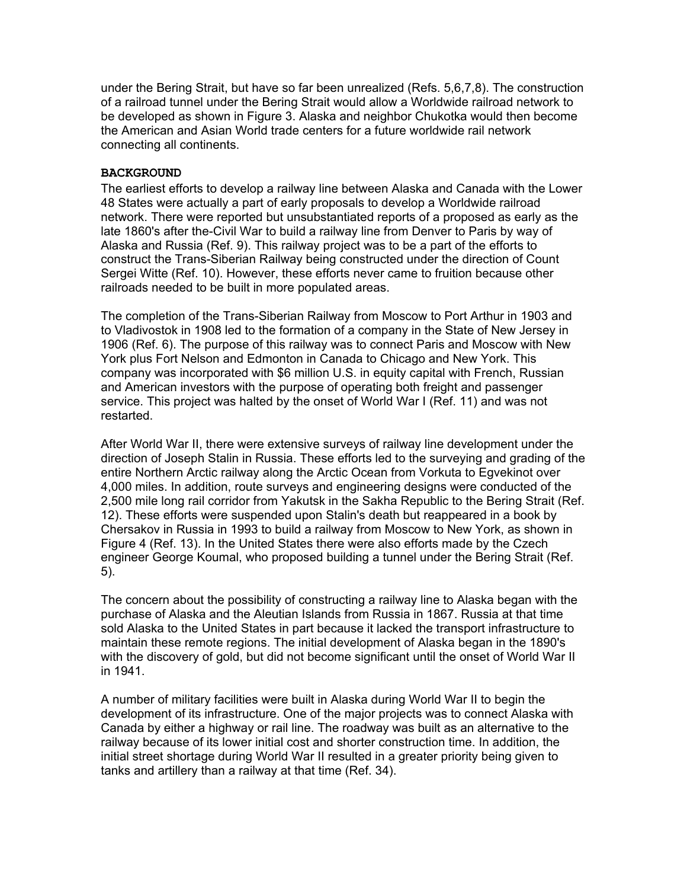under the Bering Strait, but have so far been unrealized (Refs. 5,6,7,8). The construction of a railroad tunnel under the Bering Strait would allow a Worldwide railroad network to be developed as shown in Figure 3. Alaska and neighbor Chukotka would then become the American and Asian World trade centers for a future worldwide rail network connecting all continents.

## BACKGROUND

The earliest efforts to develop a railway line between Alaska and Canada with the Lower 48 States were actually a part of early proposals to develop a Worldwide railroad network. There were reported but unsubstantiated reports of a proposed as early as the late 1860's after the-Civil War to build a railway line from Denver to Paris by way of Alaska and Russia (Ref. 9). This railway project was to be a part of the efforts to construct the Trans-Siberian Railway being constructed under the direction of Count Sergei Witte (Ref. 10). However, these efforts never came to fruition because other railroads needed to be built in more populated areas.

The completion of the Trans-Siberian Railway from Moscow to Port Arthur in 1903 and to Vladivostok in 1908 led to the formation of a company in the State of New Jersey in 1906 (Ref. 6). The purpose of this railway was to connect Paris and Moscow with New York plus Fort Nelson and Edmonton in Canada to Chicago and New York. This company was incorporated with $6 million U.S. in equity capital with French, Russian and American investors with the purpose of operating both freight and passenger service. This project was halted by the onset of World War I (Ref. 11) and was not restarted.

After World War II, there were extensive surveys of railway line development under the direction of Joseph Stalin in Russia. These efforts led to the surveying and grading of the entire Northern Arctic railway along the Arctic Ocean from Vorkuta to Egvekinot over 4,000 miles. In addition, route surveys and engineering designs were conducted of the 2,500 mile long rail corridor from Yakutsk in the Sakha Republic to the Bering Strait (Ref. 12). These efforts were suspended upon Stalin's death but reappeared in a book by Chersakov in Russia in 1993 to build a railway from Moscow to New York, as shown in Figure 4 (Ref. 13). In the United States there were also efforts made by the Czech engineer George Koumal, who proposed building a tunnel under the Bering Strait (Ref. 5).

The concern about the possibility of constructing a railway line to Alaska began with the purchase of Alaska and the Aleutian Islands from Russia in 1867. Russia at that time sold Alaska to the United States in part because it lacked the transport infrastructure to maintain these remote regions. The initial development of Alaska began in the 1890's with the discovery of gold, but did not become significant until the onset of World War II in 1941.

A number of military facilities were built in Alaska during World War II to begin the development of its infrastructure. One of the major projects was to connect Alaska with Canada by either a highway or rail line. The roadway was built as an alternative to the railway because of its lower initial cost and shorter construction time. In addition, the initial street shortage during World War II resulted in a greater priority being given to tanks and artillery than a railway at that time (Ref. 34).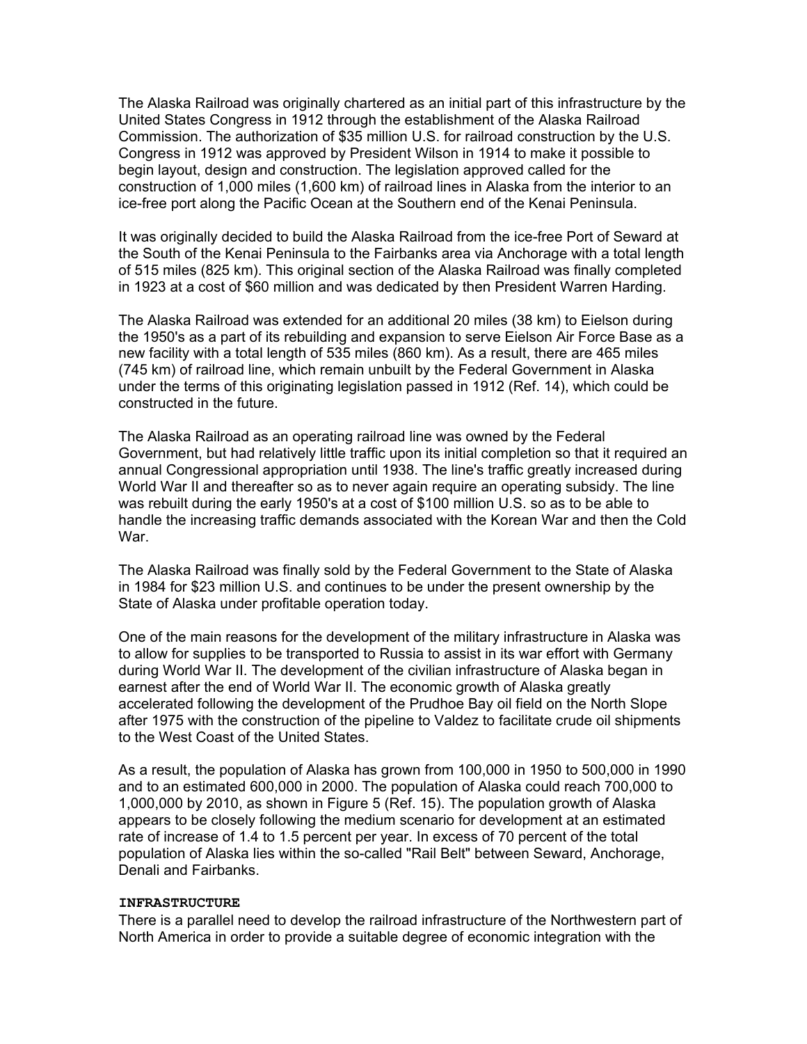The Alaska Railroad was originally chartered as an initial part of this infrastructure by the United States Congress in 1912 through the establishment of the Alaska Railroad Commission. The authorization of $35 million U.S. for railroad construction by the U.S. Congress in 1912 was approved by President Wilson in 1914 to make it possible to begin layout, design and construction. The legislation approved called for the construction of 1,000 miles (1,600 km) of railroad lines in Alaska from the interior to an ice-free port along the Pacific Ocean at the Southern end of the Kenai Peninsula.

It was originally decided to build the Alaska Railroad from the ice-free Port of Seward at the South of the Kenai Peninsula to the Fairbanks area via Anchorage with a total length of 515 miles (825 km). This original section of the Alaska Railroad was finally completed in 1923 at a cost of $60 million and was dedicated by then President Warren Harding.

The Alaska Railroad was extended for an additional 20 miles (38 km) to Eielson during the 1950's as a part of its rebuilding and expansion to serve Eielson Air Force Base as a new facility with a total length of 535 miles (860 km). As a result, there are 465 miles (745 km) of railroad line, which remain unbuilt by the Federal Government in Alaska under the terms of this originating legislation passed in 1912 (Ref. 14), which could be constructed in the future.

The Alaska Railroad as an operating railroad line was owned by the Federal Government, but had relatively little traffic upon its initial completion so that it required an annual Congressional appropriation until 1938. The line's traffic greatly increased during World War II and thereafter so as to never again require an operating subsidy. The line was rebuilt during the early 1950's at a cost of $100 million U.S. so as to be able to handle the increasing traffic demands associated with the Korean War and then the Cold War.

The Alaska Railroad was finally sold by the Federal Government to the State of Alaska in 1984 for $23 million U.S. and continues to be under the present ownership by the State of Alaska under profitable operation today.

One of the main reasons for the development of the military infrastructure in Alaska was to allow for supplies to be transported to Russia to assist in its war effort with Germany during World War II. The development of the civilian infrastructure of Alaska began in earnest after the end of World War II. The economic growth of Alaska greatly accelerated following the development of the Prudhoe Bay oil field on the North Slope after 1975 with the construction of the pipeline to Valdez to facilitate crude oil shipments to the West Coast of the United States.

As a result, the population of Alaska has grown from 100,000 in 1950 to 500,000 in 1990 and to an estimated 600,000 in 2000. The population of Alaska could reach 700,000 to 1,000,000 by 2010, as shown in Figure 5 (Ref. 15). The population growth of Alaska appears to be closely following the medium scenario for development at an estimated rate of increase of 1.4 to 1.5 percent per year. In excess of 70 percent of the total population of Alaska lies within the so-called "Rail Belt" between Seward, Anchorage, Denali and Fairbanks.

**INFRASTRUCTURE**

There is a parallel need to develop the railroad infrastructure of the Northwestern part of North America in order to provide a suitable degree of economic integration with the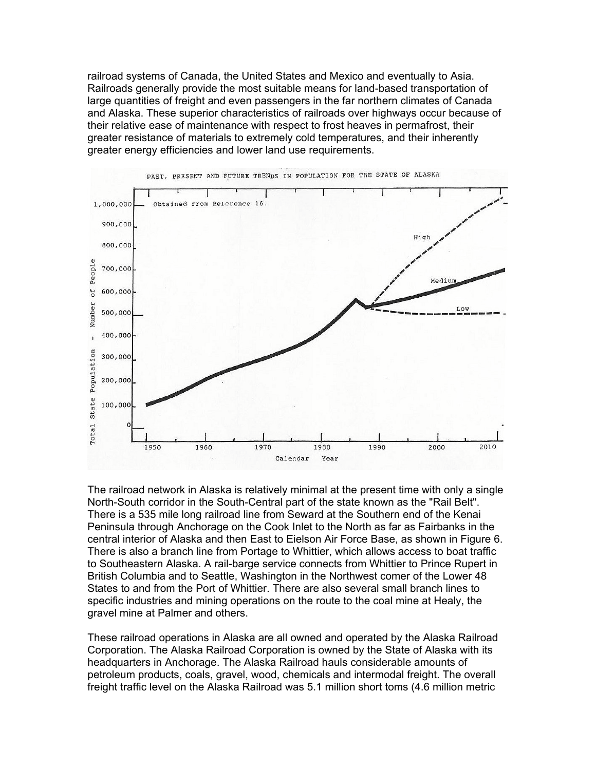railroad systems of Canada, the United States and Mexico and eventually to Asia. Railroads generally provide the most suitable means for land-based transportation of large quantities of freight and even passengers in the far northern climates of Canada and Alaska. These superior characteristics of railroads over highways occur because of their relative ease of maintenance with respect to frost heaves in permafrost, their greater resistance of materials to extremely cold temperatures, and their inherently greater energy efficiencies and lower land use requirements.

The railroad network in Alaska is relatively minimal at the present time with only a single North-South corridor in the South-Central part of the state known as the "Rail Belt". There is a 535 mile long railroad line from Seward at the Southern end of the Kenai Peninsula through Anchorage on the Cook Inlet to the North as far as Fairbanks in the central interior of Alaska and then East to Eielson Air Force Base, as shown in Figure 6. There is also a branch line from Portage to Whittier, which allows access to boat traffic to Southeastern Alaska. A rail-barge service connects from Whittier to Prince Rupert in British Columbia and to Seattle, Washington in the Northwest comer of the Lower 48 States to and from the Port of Whittier. There are also several small branch lines to specific industries and mining operations on the route to the coal mine at Healy, the gravel mine at Palmer and others.

These railroad operations in Alaska are all owned and operated by the Alaska Railroad Corporation. The Alaska Railroad Corporation is owned by the State of Alaska with its headquarters in Anchorage. The Alaska Railroad hauls considerable amounts of petroleum products, coals, gravel, wood, chemicals and intermodal freight. The overall freight traffic level on the Alaska Railroad was 5.1 million short toms (4.6 million metric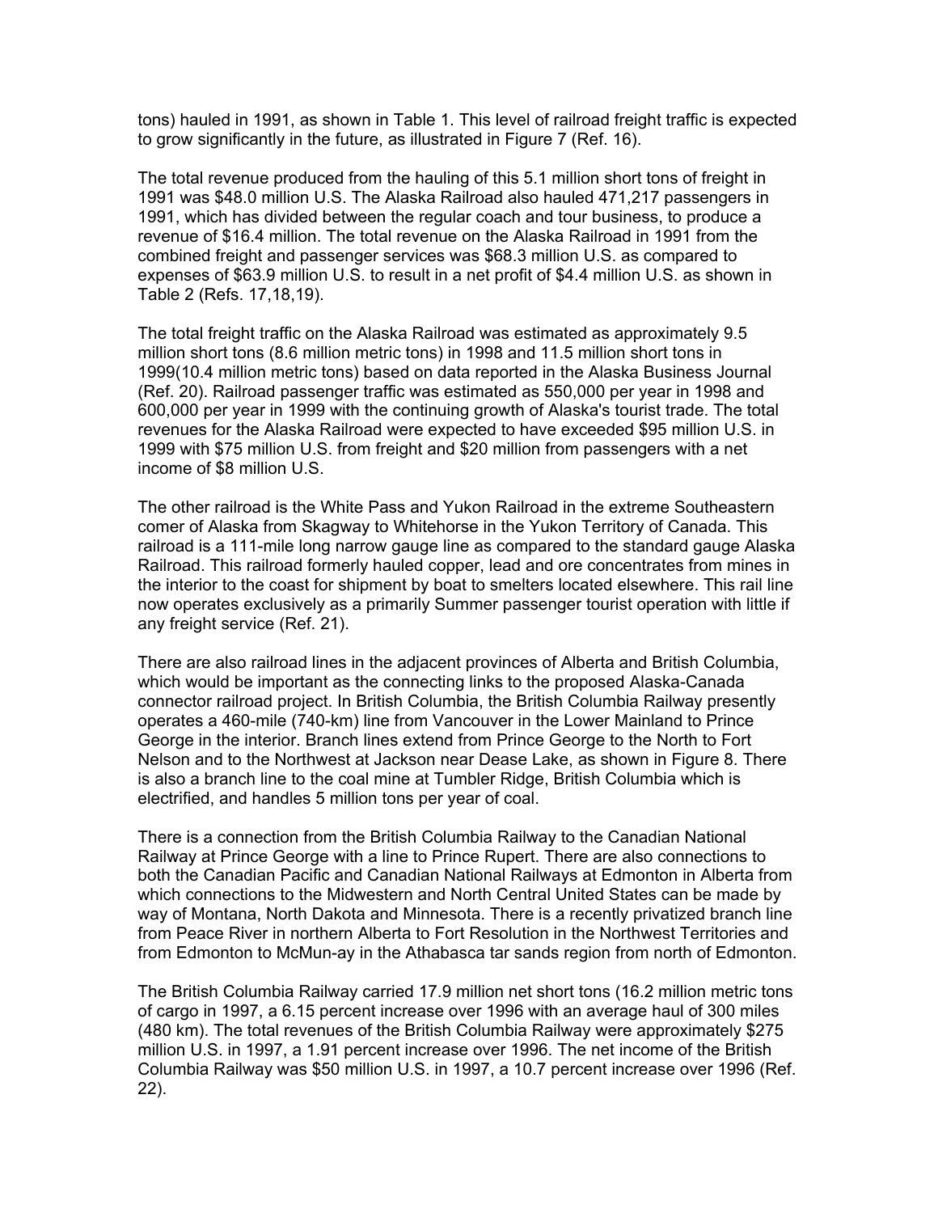tons) hauled in 1991, as shown in Table 1. This level of railroad freight traffic is expected to grow significantly in the future, as illustrated in Figure 7 (Ref. 16).

The total revenue produced from the hauling of this 5.1 million short tons of freight in 1991 was $48.0 million U.S. The Alaska Railroad also hauled 471,217 passengers in 1991, which has divided between the regular coach and tour business, to produce a revenue of $16.4 million. The total revenue on the Alaska Railroad in 1991 from the combined freight and passenger services was $68.3 million U.S. as compared to expenses of $63.9 million U.S. to result in a net profit of $4.4 million U.S. as shown in Table 2 (Refs. 17,18,19).

The total freight traffic on the Alaska Railroad was estimated as approximately 9.5 million short tons (8.6 million metric tons) in 1998 and 11.5 million short tons in 1999(10.4 million metric tons) based on data reported in the Alaska Business Journal (Ref. 20). Railroad passenger traffic was estimated as 550,000 per year in 1998 and 600,000 per year in 1999 with the continuing growth of Alaska's tourist trade. The total revenues for the Alaska Railroad were expected to have exceeded $95 million U.S. in 1999 with $75 million U.S. from freight and $20 million from passengers with a net income of $8 million U.S.

The other railroad is the White Pass and Yukon Railroad in the extreme Southeastern comer of Alaska from Skagway to Whitehorse in the Yukon Territory of Canada. This railroad is a 111-mile long narrow gauge line as compared to the standard gauge Alaska Railroad. This railroad formerly hauled copper, lead and ore concentrates from mines in the interior to the coast for shipment by boat to smelters located elsewhere. This rail line now operates exclusively as a primarily Summer passenger tourist operation with little if any freight service (Ref. 21).

There are also railroad lines in the adjacent provinces of Alberta and British Columbia, which would be important as the connecting links to the proposed Alaska-Canada connector railroad project. In British Columbia, the British Columbia Railway presently operates a 460-mile (740-km) line from Vancouver in the Lower Mainland to Prince George in the interior. Branch lines extend from Prince George to the North to Fort Nelson and to the Northwest at Jackson near Dease Lake, as shown in Figure 8. There is also a branch line to the coal mine at Tumbler Ridge, British Columbia which is electrified, and handles 5 million tons per year of coal.

There is a connection from the British Columbia Railway to the Canadian National Railway at Prince George with a line to Prince Rupert. There are also connections to both the Canadian Pacific and Canadian National Railways at Edmonton in Alberta from which connections to the Midwestern and North Central United States can be made by way of Montana, North Dakota and Minnesota. There is a recently privatized branch line from Peace River in northern Alberta to Fort Resolution in the Northwest Territories and from Edmonton to McMun-ay in the Athabasca tar sands region from north of Edmonton.

The British Columbia Railway carried 17.9 million net short tons (16.2 million metric tons of cargo in 1997, a 6.15 percent increase over 1996 with an average haul of 300 miles (480 km). The total revenues of the British Columbia Railway were approximately $275 million U.S. in 1997, a 1.91 percent increase over 1996. The net income of the British Columbia Railway was $50 million U.S. in 1997, a 10.7 percent increase over 1996 (Ref. 22).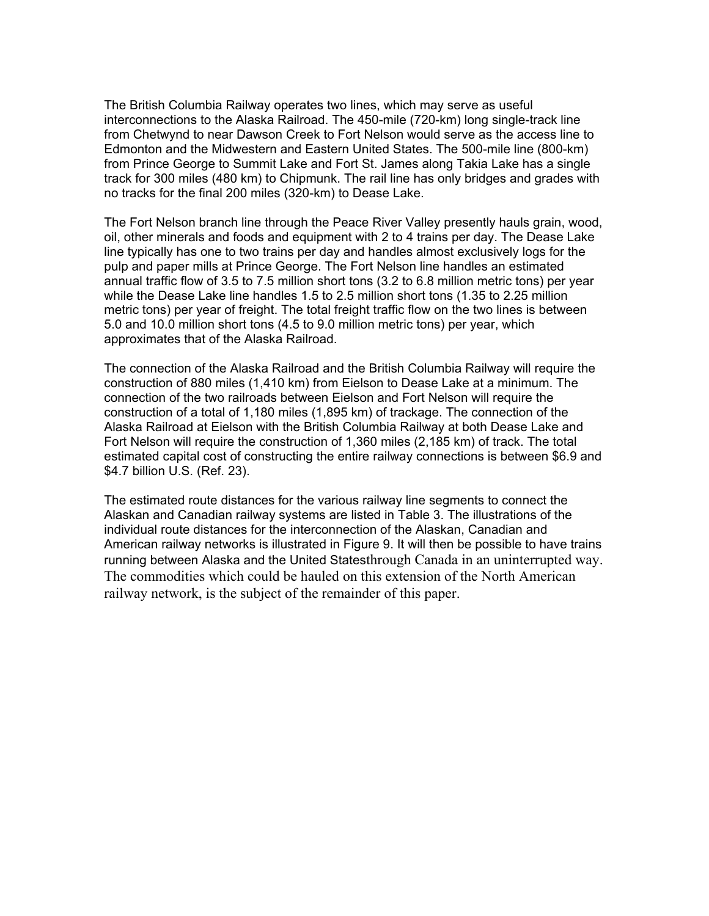The British Columbia Railway operates two lines, which may serve as useful interconnections to the Alaska Railroad. The 450-mile (720-km) long single-track line from Chetwynd to near Dawson Creek to Fort Nelson would serve as the access line to Edmonton and the Midwestern and Eastern United States. The 500-mile line (800-km) from Prince George to Summit Lake and Fort St. James along Takia Lake has a single track for 300 miles (480 km) to Chipmunk. The rail line has only bridges and grades with no tracks for the final 200 miles (320-km) to Dease Lake.

The Fort Nelson branch line through the Peace River Valley presently hauls grain, wood, oil, other minerals and foods and equipment with 2 to 4 trains per day. The Dease Lake line typically has one to two trains per day and handles almost exclusively logs for the pulp and paper mills at Prince George. The Fort Nelson line handles an estimated annual traffic flow of 3.5 to 7.5 million short tons (3.2 to 6.8 million metric tons) per year while the Dease Lake line handles 1.5 to 2.5 million short tons (1.35 to 2.25 million metric tons) per year of freight. The total freight traffic flow on the two lines is between 5.0 and 10.0 million short tons (4.5 to 9.0 million metric tons) per year, which approximates that of the Alaska Railroad.

The connection of the Alaska Railroad and the British Columbia Railway will require the construction of 880 miles (1,410 km) from Eielson to Dease Lake at a minimum. The connection of the two railroads between Eielson and Fort Nelson will require the construction of a total of 1,180 miles (1,895 km) of trackage. The connection of the Alaska Railroad at Eielson with the British Columbia Railway at both Dease Lake and Fort Nelson will require the construction of 1,360 miles (2,185 km) of track. The total estimated capital cost of constructing the entire railway connections is between $6.9 and $4.7 billion U.S. (Ref. 23).

The estimated route distances for the various railway line segments to connect the Alaskan and Canadian railway systems are listed in Table 3. The illustrations of the individual route distances for the interconnection of the Alaskan, Canadian and American railway networks is illustrated in Figure 9. It will then be possible to have trains running between Alaska and the United Statesthrough Canada in an uninterrupted way. The commodities which could be hauled on this extension of the North American railway network, is the subject of the remainder of this paper.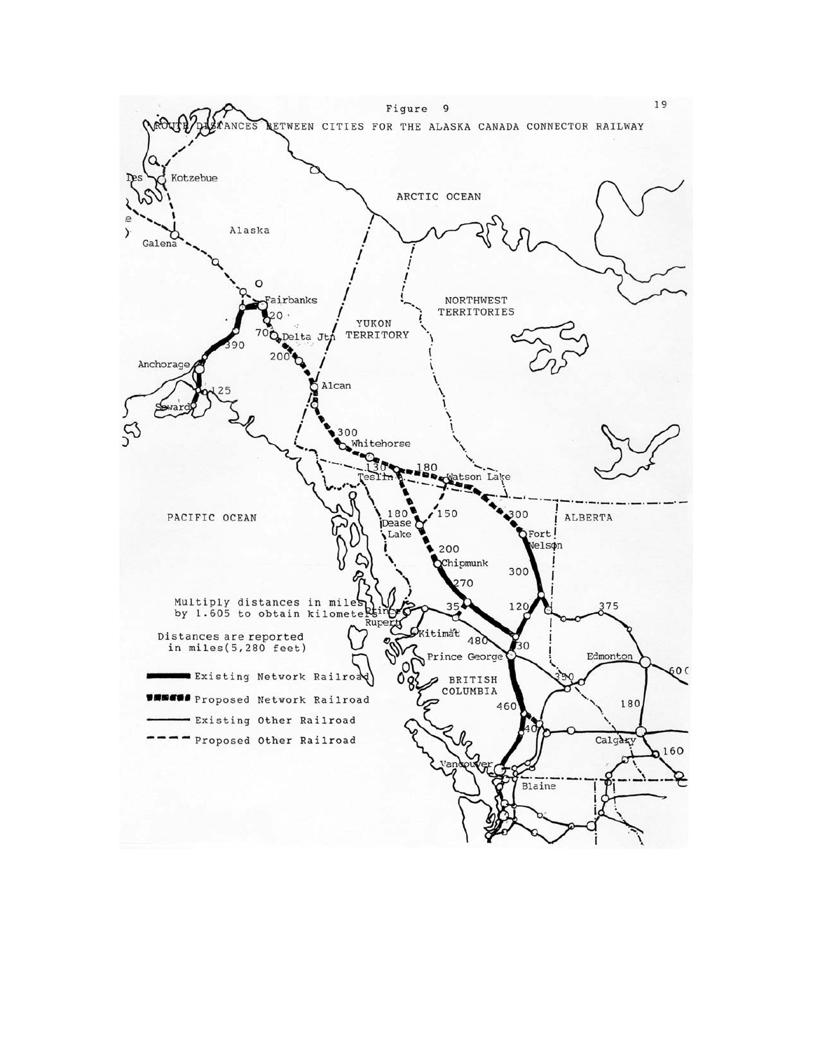Figure 9

ROUTE DISTANCES BETWEEN CITIES FOR THE ALASKA CANADA CONNECTOR RAILWAY

Multiply distances in miles by 1.605 to obtain kilometers

Distances are reported in miles (5,280 feet)

- Existing Network Railroad
- Proposed Network Railroad
- Existing Other Railroad
- Proposed Other Railroad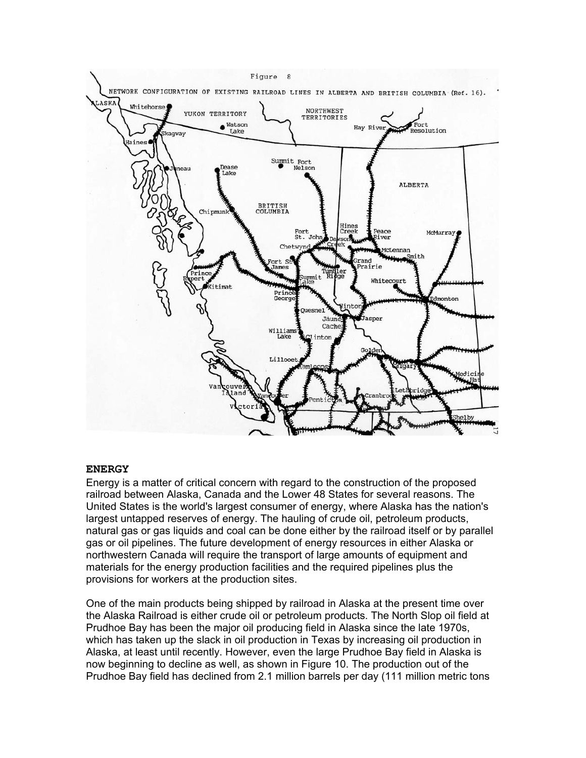Figure 8

NETWORK CONFIGURATION OF EXISTING RAILROAD LINES IN ALBERTA AND BRITISH COLUMBIA (Ref. 16).

**ENERGY**

Energy is a matter of critical concern with regard to the construction of the proposed railroad between Alaska, Canada and the Lower 48 States for several reasons. The United States is the world's largest consumer of energy, where Alaska has the nation's largest untapped reserves of energy. The hauling of crude oil, petroleum products, natural gas or gas liquids and coal can be done either by the railroad itself or by parallel gas or oil pipelines. The future development of energy resources in either Alaska or northwestern Canada will require the transport of large amounts of equipment and materials for the energy production facilities and the required pipelines plus the provisions for workers at the production sites.

One of the main products being shipped by railroad in Alaska at the present time over the Alaska Railroad is either crude oil or petroleum products. The North Slop oil field at Prudhoe Bay has been the major oil producing field in Alaska since the late 1970s, which has taken up the slack in oil production in Texas by increasing oil production in Alaska, at least until recently. However, even the large Prudhoe Bay field in Alaska is now beginning to decline as well, as shown in Figure 10. The production out of the Prudhoe Bay field has declined from 2.1 million barrels per day (111 million metric tons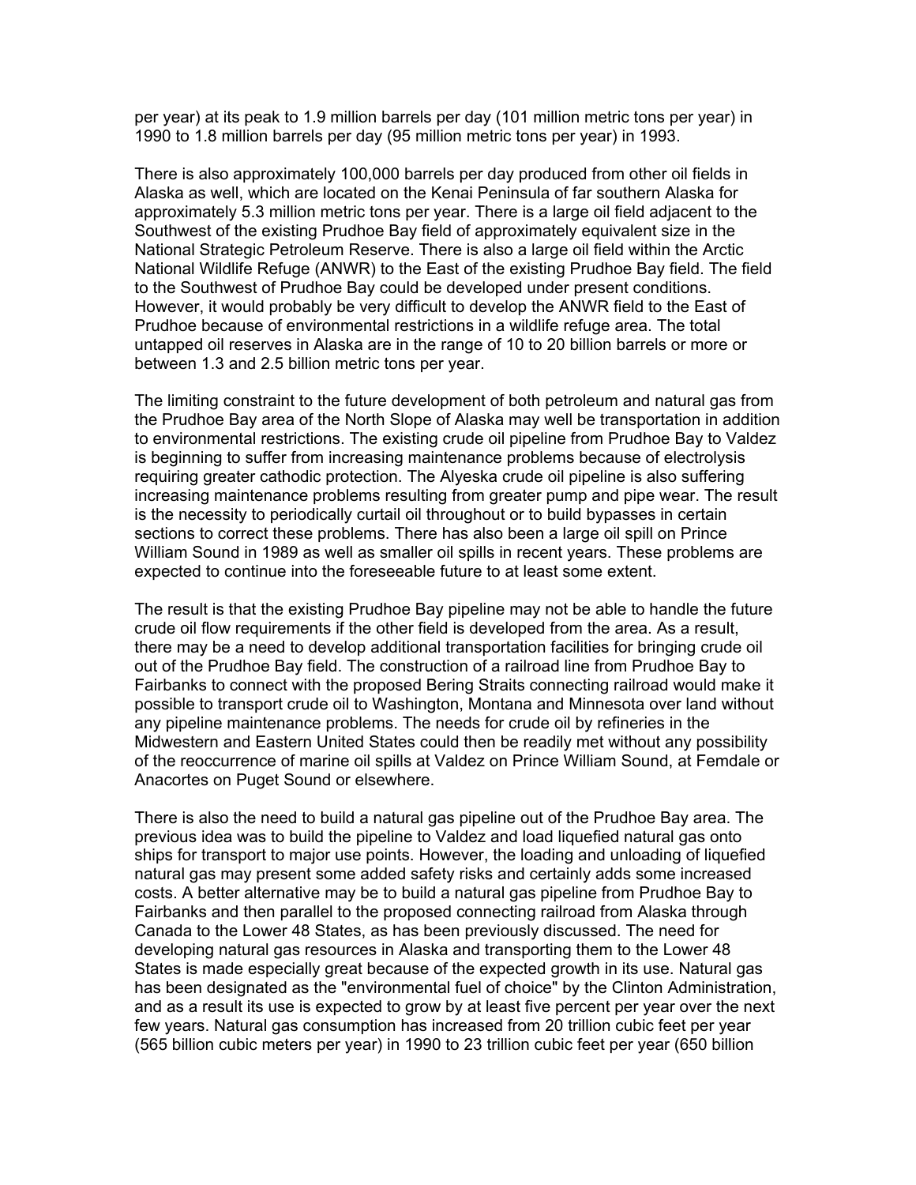per year) at its peak to 1.9 million barrels per day (101 million metric tons per year) in 1990 to 1.8 million barrels per day (95 million metric tons per year) in 1993.

There is also approximately 100,000 barrels per day produced from other oil fields in Alaska as well, which are located on the Kenai Peninsula of far southern Alaska for approximately 5.3 million metric tons per year. There is a large oil field adjacent to the Southwest of the existing Prudhoe Bay field of approximately equivalent size in the National Strategic Petroleum Reserve. There is also a large oil field within the Arctic National Wildlife Refuge (ANWR) to the East of the existing Prudhoe Bay field. The field to the Southwest of Prudhoe Bay could be developed under present conditions. However, it would probably be very difficult to develop the ANWR field to the East of Prudhoe because of environmental restrictions in a wildlife refuge area. The total untapped oil reserves in Alaska are in the range of 10 to 20 billion barrels or more or between 1.3 and 2.5 billion metric tons per year.

The limiting constraint to the future development of both petroleum and natural gas from the Prudhoe Bay area of the North Slope of Alaska may well be transportation in addition to environmental restrictions. The existing crude oil pipeline from Prudhoe Bay to Valdez is beginning to suffer from increasing maintenance problems because of electrolysis requiring greater cathodic protection. The Alyeska crude oil pipeline is also suffering increasing maintenance problems resulting from greater pump and pipe wear. The result is the necessity to periodically curtail oil throughout or to build bypasses in certain sections to correct these problems. There has also been a large oil spill on Prince William Sound in 1989 as well as smaller oil spills in recent years. These problems are expected to continue into the foreseeable future to at least some extent.

The result is that the existing Prudhoe Bay pipeline may not be able to handle the future crude oil flow requirements if the other field is developed from the area. As a result, there may be a need to develop additional transportation facilities for bringing crude oil out of the Prudhoe Bay field. The construction of a railroad line from Prudhoe Bay to Fairbanks to connect with the proposed Bering Straits connecting railroad would make it possible to transport crude oil to Washington, Montana and Minnesota over land without any pipeline maintenance problems. The needs for crude oil by refineries in the Midwestern and Eastern United States could then be readily met without any possibility of the reoccurrence of marine oil spills at Valdez on Prince William Sound, at Femdale or Anacortes on Puget Sound or elsewhere.

There is also the need to build a natural gas pipeline out of the Prudhoe Bay area. The previous idea was to build the pipeline to Valdez and load liquefied natural gas onto ships for transport to major use points. However, the loading and unloading of liquefied natural gas may present some added safety risks and certainly adds some increased costs. A better alternative may be to build a natural gas pipeline from Prudhoe Bay to Fairbanks and then parallel to the proposed connecting railroad from Alaska through Canada to the Lower 48 States, as has been previously discussed. The need for developing natural gas resources in Alaska and transporting them to the Lower 48 States is made especially great because of the expected growth in its use. Natural gas has been designated as the "environmental fuel of choice" by the Clinton Administration, and as a result its use is expected to grow by at least five percent per year over the next few years. Natural gas consumption has increased from 20 trillion cubic feet per year (565 billion cubic meters per year) in 1990 to 23 trillion cubic feet per year (650 billion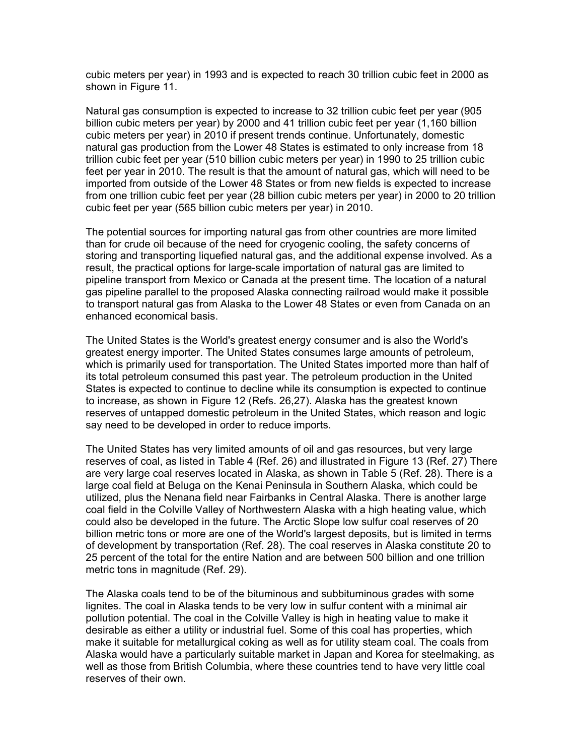cubic meters per year) in 1993 and is expected to reach 30 trillion cubic feet in 2000 as shown in Figure 11.

Natural gas consumption is expected to increase to 32 trillion cubic feet per year (905 billion cubic meters per year) by 2000 and 41 trillion cubic feet per year (1,160 billion cubic meters per year) in 2010 if present trends continue. Unfortunately, domestic natural gas production from the Lower 48 States is estimated to only increase from 18 trillion cubic feet per year (510 billion cubic meters per year) in 1990 to 25 trillion cubic feet per year in 2010. The result is that the amount of natural gas, which will need to be imported from outside of the Lower 48 States or from new fields is expected to increase from one trillion cubic feet per year (28 billion cubic meters per year) in 2000 to 20 trillion cubic feet per year (565 billion cubic meters per year) in 2010.

The potential sources for importing natural gas from other countries are more limited than for crude oil because of the need for cryogenic cooling, the safety concerns of storing and transporting liquefied natural gas, and the additional expense involved. As a result, the practical options for large-scale importation of natural gas are limited to pipeline transport from Mexico or Canada at the present time. The location of a natural gas pipeline parallel to the proposed Alaska connecting railroad would make it possible to transport natural gas from Alaska to the Lower 48 States or even from Canada on an enhanced economical basis.

The United States is the World's greatest energy consumer and is also the World's greatest energy importer. The United States consumes large amounts of petroleum, which is primarily used for transportation. The United States imported more than half of its total petroleum consumed this past year. The petroleum production in the United States is expected to continue to decline while its consumption is expected to continue to increase, as shown in Figure 12 (Refs. 26,27). Alaska has the greatest known reserves of untapped domestic petroleum in the United States, which reason and logic say need to be developed in order to reduce imports.

The United States has very limited amounts of oil and gas resources, but very large reserves of coal, as listed in Table 4 (Ref. 26) and illustrated in Figure 13 (Ref. 27) There are very large coal reserves located in Alaska, as shown in Table 5 (Ref. 28). There is a large coal field at Beluga on the Kenai Peninsula in Southern Alaska, which could be utilized, plus the Nenana field near Fairbanks in Central Alaska. There is another large coal field in the Colville Valley of Northwestern Alaska with a high heating value, which could also be developed in the future. The Arctic Slope low sulfur coal reserves of 20 billion metric tons or more are one of the World's largest deposits, but is limited in terms of development by transportation (Ref. 28). The coal reserves in Alaska constitute 20 to 25 percent of the total for the entire Nation and are between 500 billion and one trillion metric tons in magnitude (Ref. 29).

The Alaska coals tend to be of the bituminous and subbituminous grades with some lignites. The coal in Alaska tends to be very low in sulfur content with a minimal air pollution potential. The coal in the Colville Valley is high in heating value to make it desirable as either a utility or industrial fuel. Some of this coal has properties, which make it suitable for metallurgical coking as well as for utility steam coal. The coals from Alaska would have a particularly suitable market in Japan and Korea for steelmaking, as well as those from British Columbia, where these countries tend to have very little coal reserves of their own.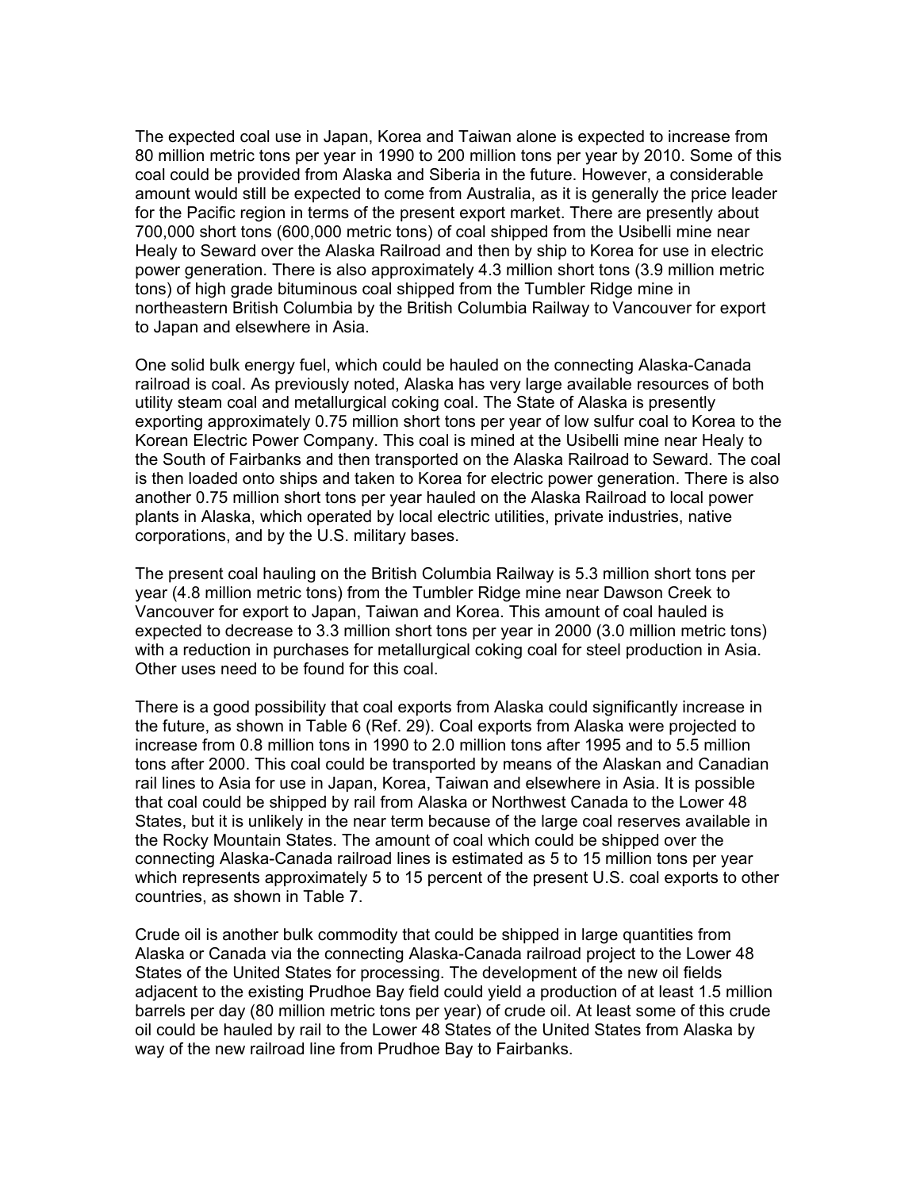The expected coal use in Japan, Korea and Taiwan alone is expected to increase from 80 million metric tons per year in 1990 to 200 million tons per year by 2010. Some of this coal could be provided from Alaska and Siberia in the future. However, a considerable amount would still be expected to come from Australia, as it is generally the price leader for the Pacific region in terms of the present export market. There are presently about 700,000 short tons (600,000 metric tons) of coal shipped from the Usibelli mine near Healy to Seward over the Alaska Railroad and then by ship to Korea for use in electric power generation. There is also approximately 4.3 million short tons (3.9 million metric tons) of high grade bituminous coal shipped from the Tumbler Ridge mine in northeastern British Columbia by the British Columbia Railway to Vancouver for export to Japan and elsewhere in Asia.

One solid bulk energy fuel, which could be hauled on the connecting Alaska-Canada railroad is coal. As previously noted, Alaska has very large available resources of both utility steam coal and metallurgical coking coal. The State of Alaska is presently exporting approximately 0.75 million short tons per year of low sulfur coal to Korea to the Korean Electric Power Company. This coal is mined at the Usibelli mine near Healy to the South of Fairbanks and then transported on the Alaska Railroad to Seward. The coal is then loaded onto ships and taken to Korea for electric power generation. There is also another 0.75 million short tons per year hauled on the Alaska Railroad to local power plants in Alaska, which operated by local electric utilities, private industries, native corporations, and by the U.S. military bases.

The present coal hauling on the British Columbia Railway is 5.3 million short tons per year (4.8 million metric tons) from the Tumbler Ridge mine near Dawson Creek to Vancouver for export to Japan, Taiwan and Korea. This amount of coal hauled is expected to decrease to 3.3 million short tons per year in 2000 (3.0 million metric tons) with a reduction in purchases for metallurgical coking coal for steel production in Asia. Other uses need to be found for this coal.

There is a good possibility that coal exports from Alaska could significantly increase in the future, as shown in Table 6 (Ref. 29). Coal exports from Alaska were projected to increase from 0.8 million tons in 1990 to 2.0 million tons after 1995 and to 5.5 million tons after 2000. This coal could be transported by means of the Alaskan and Canadian rail lines to Asia for use in Japan, Korea, Taiwan and elsewhere in Asia. It is possible that coal could be shipped by rail from Alaska or Northwest Canada to the Lower 48 States, but it is unlikely in the near term because of the large coal reserves available in the Rocky Mountain States. The amount of coal which could be shipped over the connecting Alaska-Canada railroad lines is estimated as 5 to 15 million tons per year which represents approximately 5 to 15 percent of the present U.S. coal exports to other countries, as shown in Table 7.

Crude oil is another bulk commodity that could be shipped in large quantities from Alaska or Canada via the connecting Alaska-Canada railroad project to the Lower 48 States of the United States for processing. The development of the new oil fields adjacent to the existing Prudhoe Bay field could yield a production of at least 1.5 million barrels per day (80 million metric tons per year) of crude oil. At least some of this crude oil could be hauled by rail to the Lower 48 States of the United States from Alaska by way of the new railroad line from Prudhoe Bay to Fairbanks.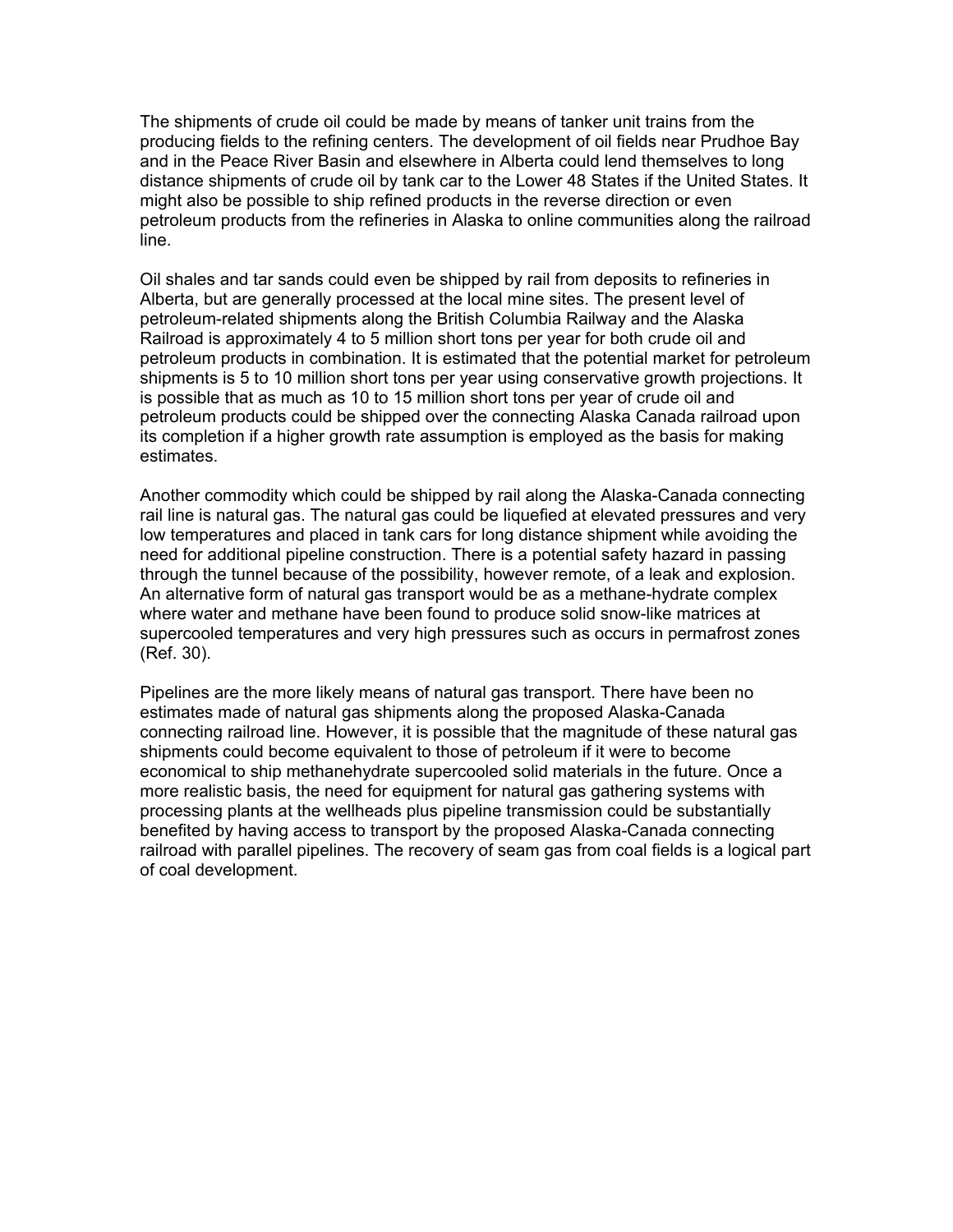The shipments of crude oil could be made by means of tanker unit trains from the producing fields to the refining centers. The development of oil fields near Prudhoe Bay and in the Peace River Basin and elsewhere in Alberta could lend themselves to long distance shipments of crude oil by tank car to the Lower 48 States if the United States. It might also be possible to ship refined products in the reverse direction or even petroleum products from the refineries in Alaska to online communities along the railroad line.

Oil shales and tar sands could even be shipped by rail from deposits to refineries in Alberta, but are generally processed at the local mine sites. The present level of petroleum-related shipments along the British Columbia Railway and the Alaska Railroad is approximately 4 to 5 million short tons per year for both crude oil and petroleum products in combination. It is estimated that the potential market for petroleum shipments is 5 to 10 million short tons per year using conservative growth projections. It is possible that as much as 10 to 15 million short tons per year of crude oil and petroleum products could be shipped over the connecting Alaska Canada railroad upon its completion if a higher growth rate assumption is employed as the basis for making estimates.

Another commodity which could be shipped by rail along the Alaska-Canada connecting rail line is natural gas. The natural gas could be liquefied at elevated pressures and very low temperatures and placed in tank cars for long distance shipment while avoiding the need for additional pipeline construction. There is a potential safety hazard in passing through the tunnel because of the possibility, however remote, of a leak and explosion. An alternative form of natural gas transport would be as a methane-hydrate complex where water and methane have been found to produce solid snow-like matrices at supercooled temperatures and very high pressures such as occurs in permafrost zones (Ref. 30).

Pipelines are the more likely means of natural gas transport. There have been no estimates made of natural gas shipments along the proposed Alaska-Canada connecting railroad line. However, it is possible that the magnitude of these natural gas shipments could become equivalent to those of petroleum if it were to become economical to ship methanehydrate supercooled solid materials in the future. Once a more realistic basis, the need for equipment for natural gas gathering systems with processing plants at the wellheads plus pipeline transmission could be substantially benefited by having access to transport by the proposed Alaska-Canada connecting railroad with parallel pipelines. The recovery of seam gas from coal fields is a logical part of coal development.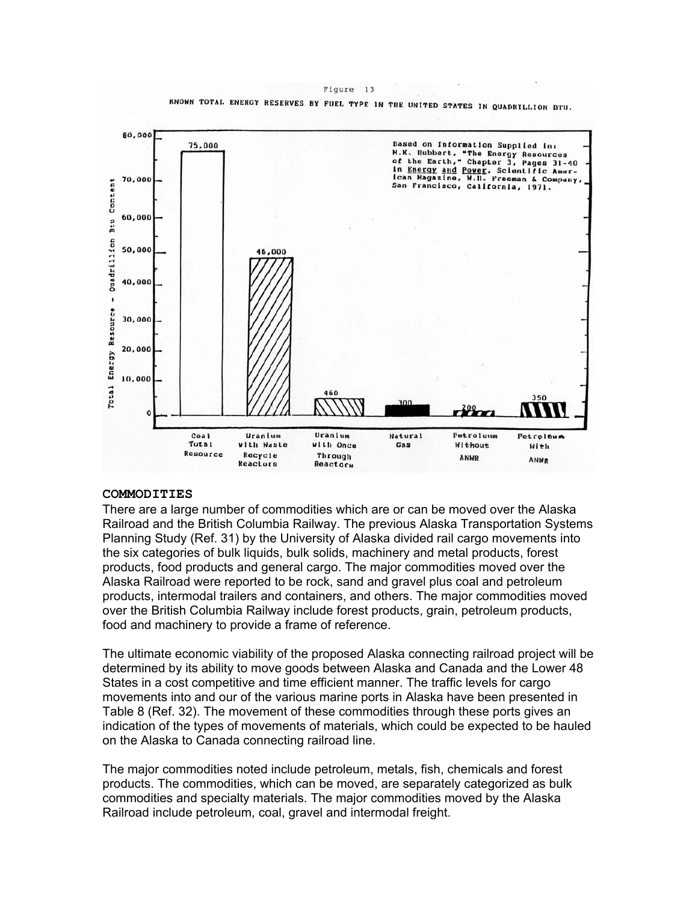Figure 13

KNOWN TOTAL ENERGY RESERVES BY FUEL TYPE IN THE UNITED STATES IN QUADRILLION BTU.

| Fuel Type | Total Energy Resource - Quadrillion Btu Content |
|---|---|
| Coal Total Resource | 75,000 |
| Uranium with Waste Recycle Reactors | 46,000 |
| Uranium with Once Through Reactors | 460 |
| Natural Gas | 300 |
| Petroleum Without ANWR | 200 |
| Petroleum With ANWR | 350 |

Based on Information Supplied in: M.K. Hubbert, "The Energy Resources of the Earth," Chapter 3, Pages 31-40 in Energy and Power, Scientific American Magazine, W.H. Freeman & Company, San Francisco, California, 1971.

## COMMODITIES

There are a large number of commodities which are or can be moved over the Alaska Railroad and the British Columbia Railway. The previous Alaska Transportation Systems Planning Study (Ref. 31) by the University of Alaska divided rail cargo movements into the six categories of bulk liquids, bulk solids, machinery and metal products, forest products, food products and general cargo. The major commodities moved over the Alaska Railroad were reported to be rock, sand and gravel plus coal and petroleum products, intermodal trailers and containers, and others. The major commodities moved over the British Columbia Railway include forest products, grain, petroleum products, food and machinery to provide a frame of reference.

The ultimate economic viability of the proposed Alaska connecting railroad project will be determined by its ability to move goods between Alaska and Canada and the Lower 48 States in a cost competitive and time efficient manner. The traffic levels for cargo movements into and our of the various marine ports in Alaska have been presented in Table 8 (Ref. 32). The movement of these commodities through these ports gives an indication of the types of movements of materials, which could be expected to be hauled on the Alaska to Canada connecting railroad line.

The major commodities noted include petroleum, metals, fish, chemicals and forest products. The commodities, which can be moved, are separately categorized as bulk commodities and specialty materials. The major commodities moved by the Alaska Railroad include petroleum, coal, gravel and intermodal freight.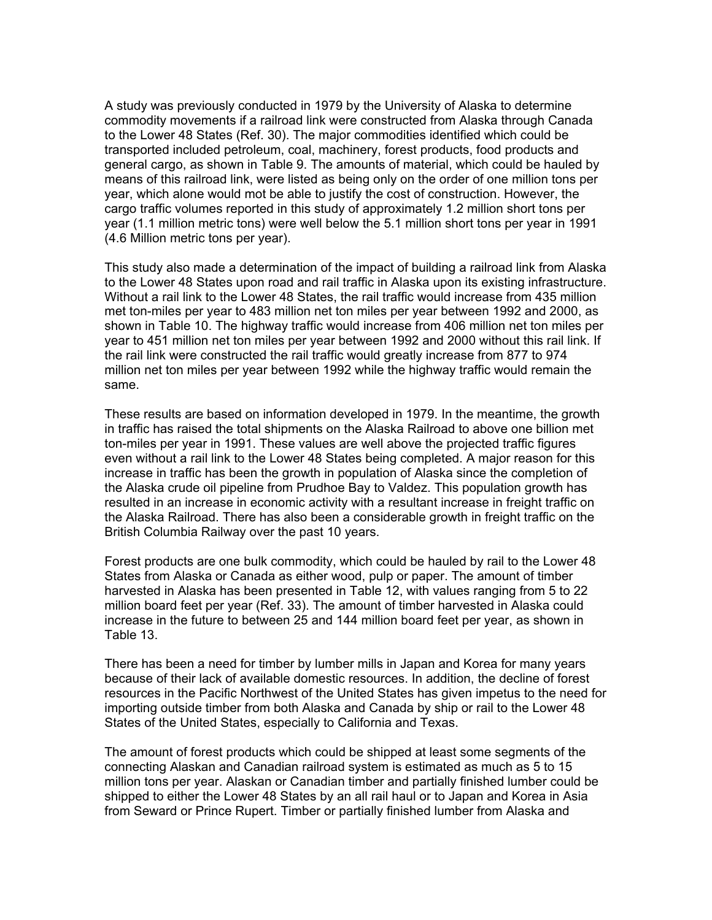A study was previously conducted in 1979 by the University of Alaska to determine commodity movements if a railroad link were constructed from Alaska through Canada to the Lower 48 States (Ref. 30). The major commodities identified which could be transported included petroleum, coal, machinery, forest products, food products and general cargo, as shown in Table 9. The amounts of material, which could be hauled by means of this railroad link, were listed as being only on the order of one million tons per year, which alone would mot be able to justify the cost of construction. However, the cargo traffic volumes reported in this study of approximately 1.2 million short tons per year (1.1 million metric tons) were well below the 5.1 million short tons per year in 1991 (4.6 Million metric tons per year).

This study also made a determination of the impact of building a railroad link from Alaska to the Lower 48 States upon road and rail traffic in Alaska upon its existing infrastructure. Without a rail link to the Lower 48 States, the rail traffic would increase from 435 million met ton-miles per year to 483 million net ton miles per year between 1992 and 2000, as shown in Table 10. The highway traffic would increase from 406 million net ton miles per year to 451 million net ton miles per year between 1992 and 2000 without this rail link. If the rail link were constructed the rail traffic would greatly increase from 877 to 974 million net ton miles per year between 1992 while the highway traffic would remain the same.

These results are based on information developed in 1979. In the meantime, the growth in traffic has raised the total shipments on the Alaska Railroad to above one billion met ton-miles per year in 1991. These values are well above the projected traffic figures even without a rail link to the Lower 48 States being completed. A major reason for this increase in traffic has been the growth in population of Alaska since the completion of the Alaska crude oil pipeline from Prudhoe Bay to Valdez. This population growth has resulted in an increase in economic activity with a resultant increase in freight traffic on the Alaska Railroad. There has also been a considerable growth in freight traffic on the British Columbia Railway over the past 10 years.

Forest products are one bulk commodity, which could be hauled by rail to the Lower 48 States from Alaska or Canada as either wood, pulp or paper. The amount of timber harvested in Alaska has been presented in Table 12, with values ranging from 5 to 22 million board feet per year (Ref. 33). The amount of timber harvested in Alaska could increase in the future to between 25 and 144 million board feet per year, as shown in Table 13.

There has been a need for timber by lumber mills in Japan and Korea for many years because of their lack of available domestic resources. In addition, the decline of forest resources in the Pacific Northwest of the United States has given impetus to the need for importing outside timber from both Alaska and Canada by ship or rail to the Lower 48 States of the United States, especially to California and Texas.

The amount of forest products which could be shipped at least some segments of the connecting Alaskan and Canadian railroad system is estimated as much as 5 to 15 million tons per year. Alaskan or Canadian timber and partially finished lumber could be shipped to either the Lower 48 States by an all rail haul or to Japan and Korea in Asia from Seward or Prince Rupert. Timber or partially finished lumber from Alaska and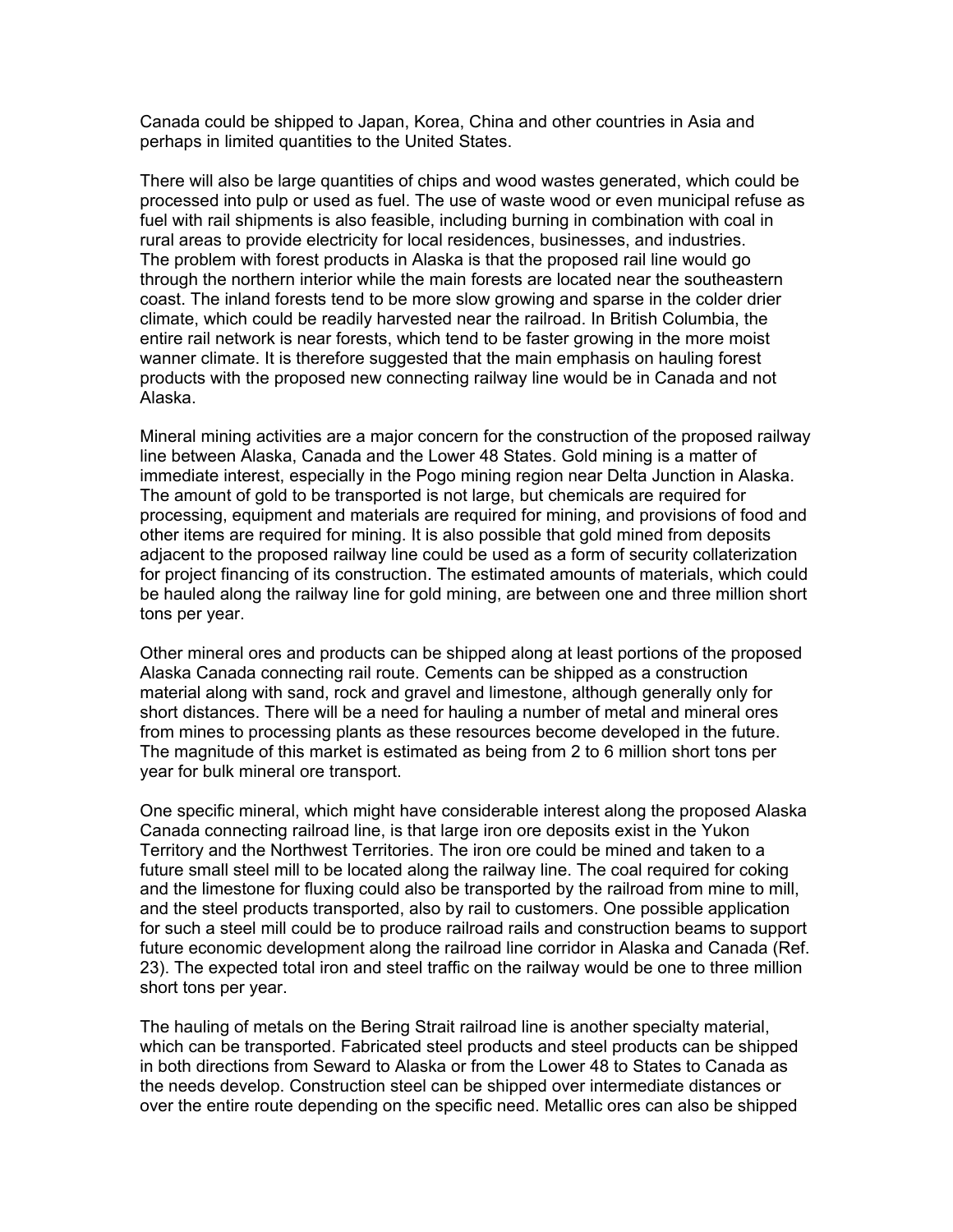Canada could be shipped to Japan, Korea, China and other countries in Asia and perhaps in limited quantities to the United States.

There will also be large quantities of chips and wood wastes generated, which could be processed into pulp or used as fuel. The use of waste wood or even municipal refuse as fuel with rail shipments is also feasible, including burning in combination with coal in rural areas to provide electricity for local residences, businesses, and industries. The problem with forest products in Alaska is that the proposed rail line would go through the northern interior while the main forests are located near the southeastern coast. The inland forests tend to be more slow growing and sparse in the colder drier climate, which could be readily harvested near the railroad. In British Columbia, the entire rail network is near forests, which tend to be faster growing in the more moist wanner climate. It is therefore suggested that the main emphasis on hauling forest products with the proposed new connecting railway line would be in Canada and not Alaska.

Mineral mining activities are a major concern for the construction of the proposed railway line between Alaska, Canada and the Lower 48 States. Gold mining is a matter of immediate interest, especially in the Pogo mining region near Delta Junction in Alaska. The amount of gold to be transported is not large, but chemicals are required for processing, equipment and materials are required for mining, and provisions of food and other items are required for mining. It is also possible that gold mined from deposits adjacent to the proposed railway line could be used as a form of security collaterization for project financing of its construction. The estimated amounts of materials, which could be hauled along the railway line for gold mining, are between one and three million short tons per year.

Other mineral ores and products can be shipped along at least portions of the proposed Alaska Canada connecting rail route. Cements can be shipped as a construction material along with sand, rock and gravel and limestone, although generally only for short distances. There will be a need for hauling a number of metal and mineral ores from mines to processing plants as these resources become developed in the future. The magnitude of this market is estimated as being from 2 to 6 million short tons per year for bulk mineral ore transport.

One specific mineral, which might have considerable interest along the proposed Alaska Canada connecting railroad line, is that large iron ore deposits exist in the Yukon Territory and the Northwest Territories. The iron ore could be mined and taken to a future small steel mill to be located along the railway line. The coal required for coking and the limestone for fluxing could also be transported by the railroad from mine to mill, and the steel products transported, also by rail to customers. One possible application for such a steel mill could be to produce railroad rails and construction beams to support future economic development along the railroad line corridor in Alaska and Canada (Ref. 23). The expected total iron and steel traffic on the railway would be one to three million short tons per year.

The hauling of metals on the Bering Strait railroad line is another specialty material, which can be transported. Fabricated steel products and steel products can be shipped in both directions from Seward to Alaska or from the Lower 48 to States to Canada as the needs develop. Construction steel can be shipped over intermediate distances or over the entire route depending on the specific need. Metallic ores can also be shipped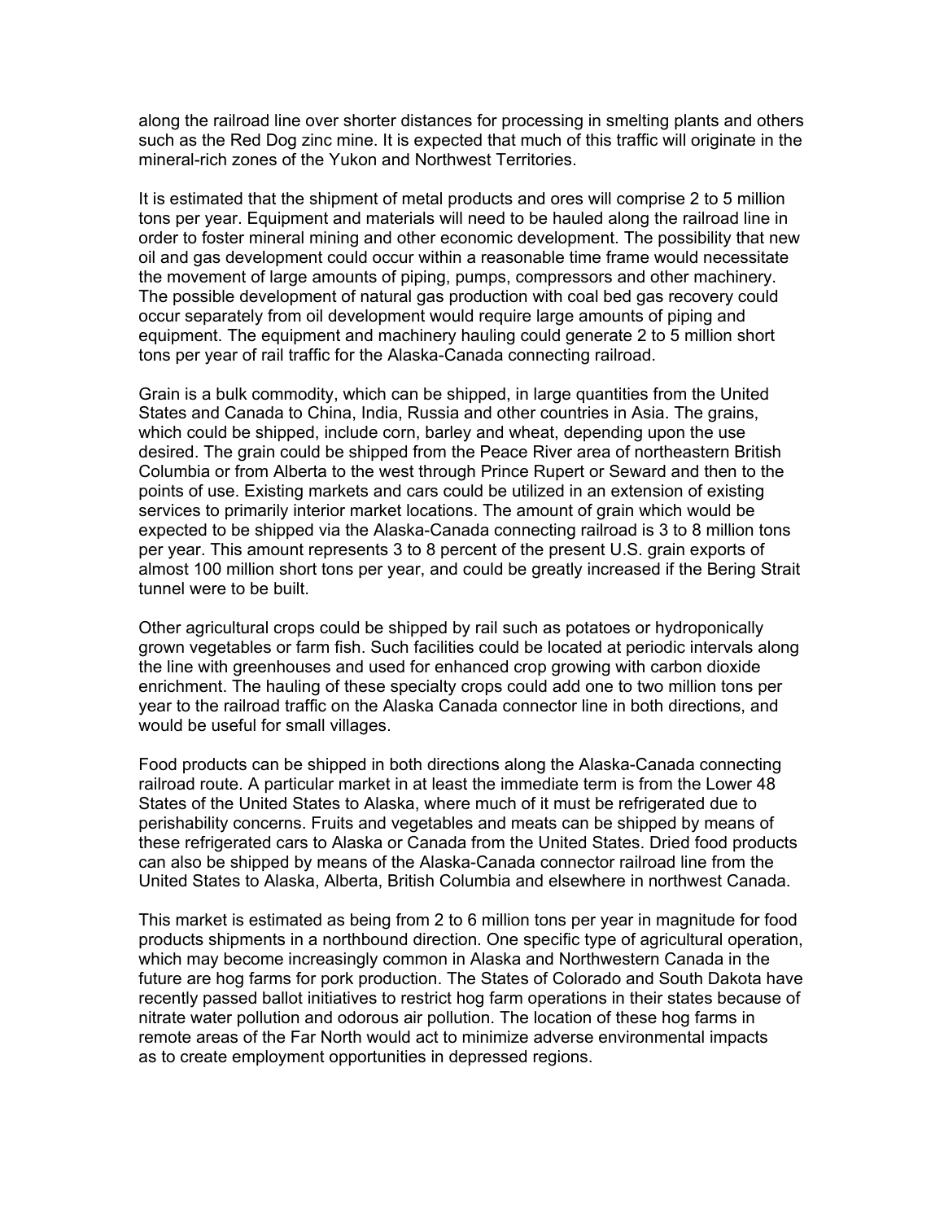along the railroad line over shorter distances for processing in smelting plants and others such as the Red Dog zinc mine. It is expected that much of this traffic will originate in the mineral-rich zones of the Yukon and Northwest Territories.

It is estimated that the shipment of metal products and ores will comprise 2 to 5 million tons per year. Equipment and materials will need to be hauled along the railroad line in order to foster mineral mining and other economic development. The possibility that new oil and gas development could occur within a reasonable time frame would necessitate the movement of large amounts of piping, pumps, compressors and other machinery. The possible development of natural gas production with coal bed gas recovery could occur separately from oil development would require large amounts of piping and equipment. The equipment and machinery hauling could generate 2 to 5 million short tons per year of rail traffic for the Alaska-Canada connecting railroad.

Grain is a bulk commodity, which can be shipped, in large quantities from the United States and Canada to China, India, Russia and other countries in Asia. The grains, which could be shipped, include corn, barley and wheat, depending upon the use desired. The grain could be shipped from the Peace River area of northeastern British Columbia or from Alberta to the west through Prince Rupert or Seward and then to the points of use. Existing markets and cars could be utilized in an extension of existing services to primarily interior market locations. The amount of grain which would be expected to be shipped via the Alaska-Canada connecting railroad is 3 to 8 million tons per year. This amount represents 3 to 8 percent of the present U.S. grain exports of almost 100 million short tons per year, and could be greatly increased if the Bering Strait tunnel were to be built.

Other agricultural crops could be shipped by rail such as potatoes or hydroponically grown vegetables or farm fish. Such facilities could be located at periodic intervals along the line with greenhouses and used for enhanced crop growing with carbon dioxide enrichment. The hauling of these specialty crops could add one to two million tons per year to the railroad traffic on the Alaska Canada connector line in both directions, and would be useful for small villages.

Food products can be shipped in both directions along the Alaska-Canada connecting railroad route. A particular market in at least the immediate term is from the Lower 48 States of the United States to Alaska, where much of it must be refrigerated due to perishability concerns. Fruits and vegetables and meats can be shipped by means of these refrigerated cars to Alaska or Canada from the United States. Dried food products can also be shipped by means of the Alaska-Canada connector railroad line from the United States to Alaska, Alberta, British Columbia and elsewhere in northwest Canada.

This market is estimated as being from 2 to 6 million tons per year in magnitude for food products shipments in a northbound direction. One specific type of agricultural operation, which may become increasingly common in Alaska and Northwestern Canada in the future are hog farms for pork production. The States of Colorado and South Dakota have recently passed ballot initiatives to restrict hog farm operations in their states because of nitrate water pollution and odorous air pollution. The location of these hog farms in remote areas of the Far North would act to minimize adverse environmental impacts as to create employment opportunities in depressed regions.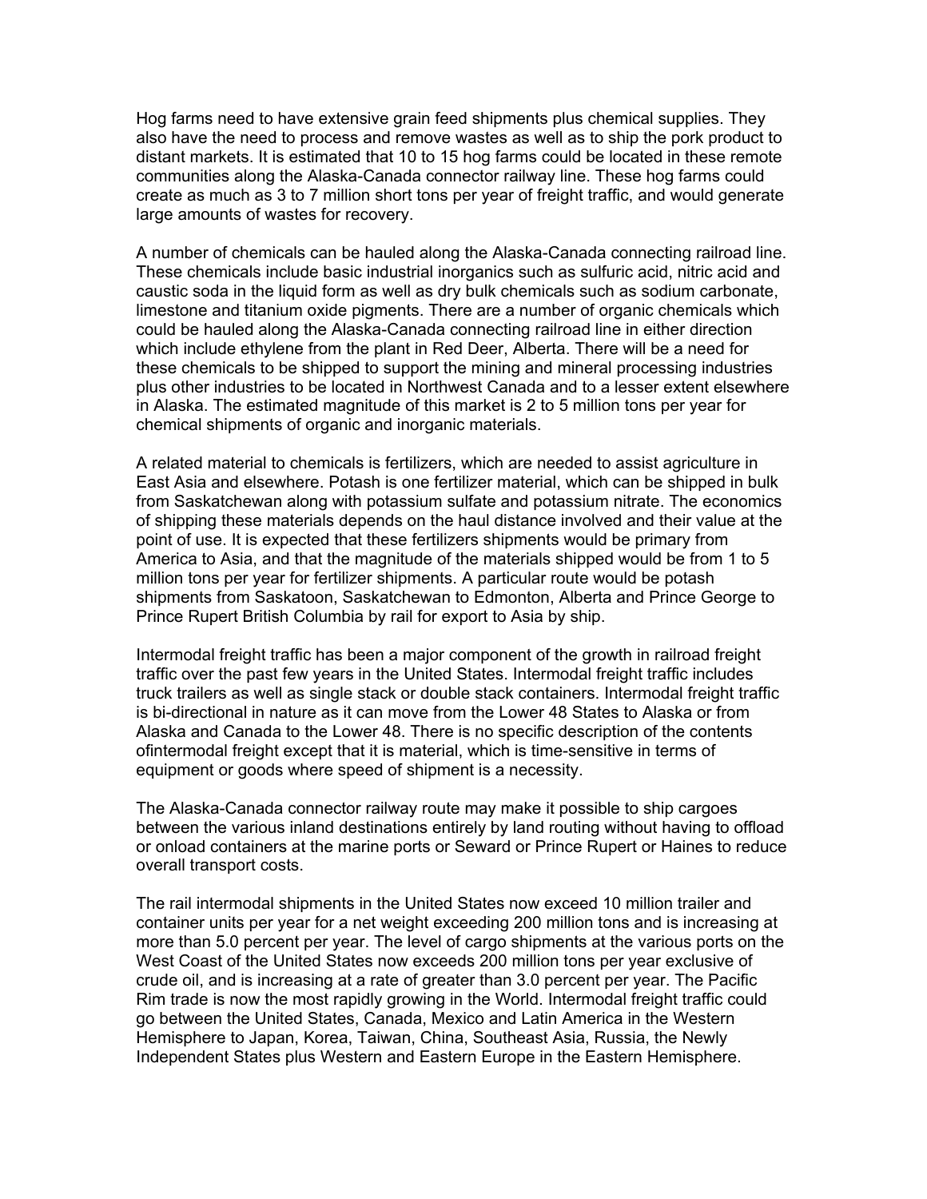Hog farms need to have extensive grain feed shipments plus chemical supplies. They also have the need to process and remove wastes as well as to ship the pork product to distant markets. It is estimated that 10 to 15 hog farms could be located in these remote communities along the Alaska-Canada connector railway line. These hog farms could create as much as 3 to 7 million short tons per year of freight traffic, and would generate large amounts of wastes for recovery.

A number of chemicals can be hauled along the Alaska-Canada connecting railroad line. These chemicals include basic industrial inorganics such as sulfuric acid, nitric acid and caustic soda in the liquid form as well as dry bulk chemicals such as sodium carbonate, limestone and titanium oxide pigments. There are a number of organic chemicals which could be hauled along the Alaska-Canada connecting railroad line in either direction which include ethylene from the plant in Red Deer, Alberta. There will be a need for these chemicals to be shipped to support the mining and mineral processing industries plus other industries to be located in Northwest Canada and to a lesser extent elsewhere in Alaska. The estimated magnitude of this market is 2 to 5 million tons per year for chemical shipments of organic and inorganic materials.

A related material to chemicals is fertilizers, which are needed to assist agriculture in East Asia and elsewhere. Potash is one fertilizer material, which can be shipped in bulk from Saskatchewan along with potassium sulfate and potassium nitrate. The economics of shipping these materials depends on the haul distance involved and their value at the point of use. It is expected that these fertilizers shipments would be primary from America to Asia, and that the magnitude of the materials shipped would be from 1 to 5 million tons per year for fertilizer shipments. A particular route would be potash shipments from Saskatoon, Saskatchewan to Edmonton, Alberta and Prince George to Prince Rupert British Columbia by rail for export to Asia by ship.

Intermodal freight traffic has been a major component of the growth in railroad freight traffic over the past few years in the United States. Intermodal freight traffic includes truck trailers as well as single stack or double stack containers. Intermodal freight traffic is bi-directional in nature as it can move from the Lower 48 States to Alaska or from Alaska and Canada to the Lower 48. There is no specific description of the contents ofintermodal freight except that it is material, which is time-sensitive in terms of equipment or goods where speed of shipment is a necessity.

The Alaska-Canada connector railway route may make it possible to ship cargoes between the various inland destinations entirely by land routing without having to offload or onload containers at the marine ports or Seward or Prince Rupert or Haines to reduce overall transport costs.

The rail intermodal shipments in the United States now exceed 10 million trailer and container units per year for a net weight exceeding 200 million tons and is increasing at more than 5.0 percent per year. The level of cargo shipments at the various ports on the West Coast of the United States now exceeds 200 million tons per year exclusive of crude oil, and is increasing at a rate of greater than 3.0 percent per year. The Pacific Rim trade is now the most rapidly growing in the World. Intermodal freight traffic could go between the United States, Canada, Mexico and Latin America in the Western Hemisphere to Japan, Korea, Taiwan, China, Southeast Asia, Russia, the Newly Independent States plus Western and Eastern Europe in the Eastern Hemisphere.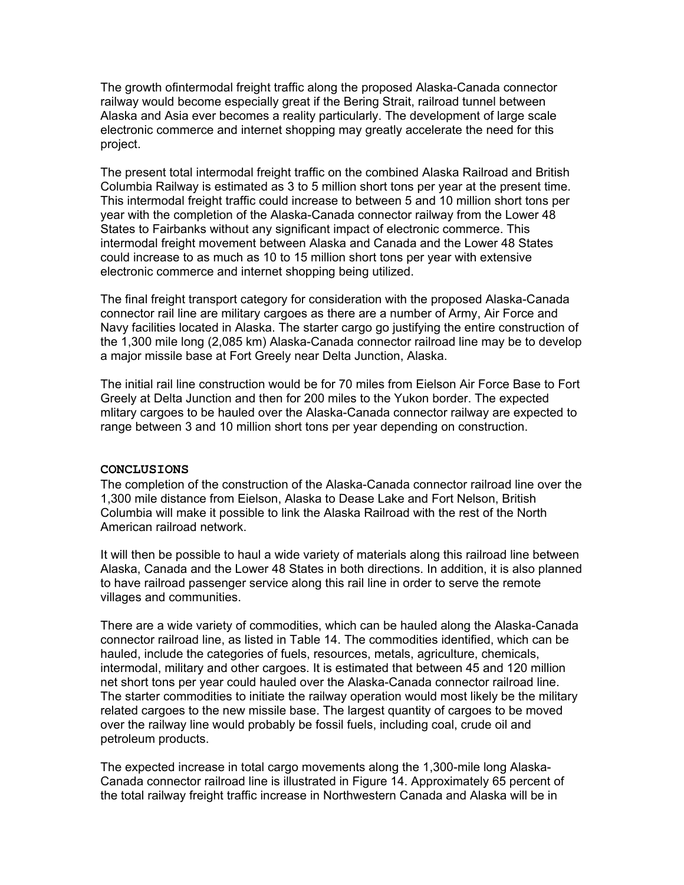The growth ofintermodal freight traffic along the proposed Alaska-Canada connector railway would become especially great if the Bering Strait, railroad tunnel between Alaska and Asia ever becomes a reality particularly. The development of large scale electronic commerce and internet shopping may greatly accelerate the need for this project.

The present total intermodal freight traffic on the combined Alaska Railroad and British Columbia Railway is estimated as 3 to 5 million short tons per year at the present time. This intermodal freight traffic could increase to between 5 and 10 million short tons per year with the completion of the Alaska-Canada connector railway from the Lower 48 States to Fairbanks without any significant impact of electronic commerce. This intermodal freight movement between Alaska and Canada and the Lower 48 States could increase to as much as 10 to 15 million short tons per year with extensive electronic commerce and internet shopping being utilized.

The final freight transport category for consideration with the proposed Alaska-Canada connector rail line are military cargoes as there are a number of Army, Air Force and Navy facilities located in Alaska. The starter cargo go justifying the entire construction of the 1,300 mile long (2,085 km) Alaska-Canada connector railroad line may be to develop a major missile base at Fort Greely near Delta Junction, Alaska.

The initial rail line construction would be for 70 miles from Eielson Air Force Base to Fort Greely at Delta Junction and then for 200 miles to the Yukon border. The expected mlitary cargoes to be hauled over the Alaska-Canada connector railway are expected to range between 3 and 10 million short tons per year depending on construction.

## CONCLUSIONS

The completion of the construction of the Alaska-Canada connector railroad line over the 1,300 mile distance from Eielson, Alaska to Dease Lake and Fort Nelson, British Columbia will make it possible to link the Alaska Railroad with the rest of the North American railroad network.

It will then be possible to haul a wide variety of materials along this railroad line between Alaska, Canada and the Lower 48 States in both directions. In addition, it is also planned to have railroad passenger service along this rail line in order to serve the remote villages and communities.

There are a wide variety of commodities, which can be hauled along the Alaska-Canada connector railroad line, as listed in Table 14. The commodities identified, which can be hauled, include the categories of fuels, resources, metals, agriculture, chemicals, intermodal, military and other cargoes. It is estimated that between 45 and 120 million net short tons per year could hauled over the Alaska-Canada connector railroad line. The starter commodities to initiate the railway operation would most likely be the military related cargoes to the new missile base. The largest quantity of cargoes to be moved over the railway line would probably be fossil fuels, including coal, crude oil and petroleum products.

The expected increase in total cargo movements along the 1,300-mile long Alaska-Canada connector railroad line is illustrated in Figure 14. Approximately 65 percent of the total railway freight traffic increase in Northwestern Canada and Alaska will be in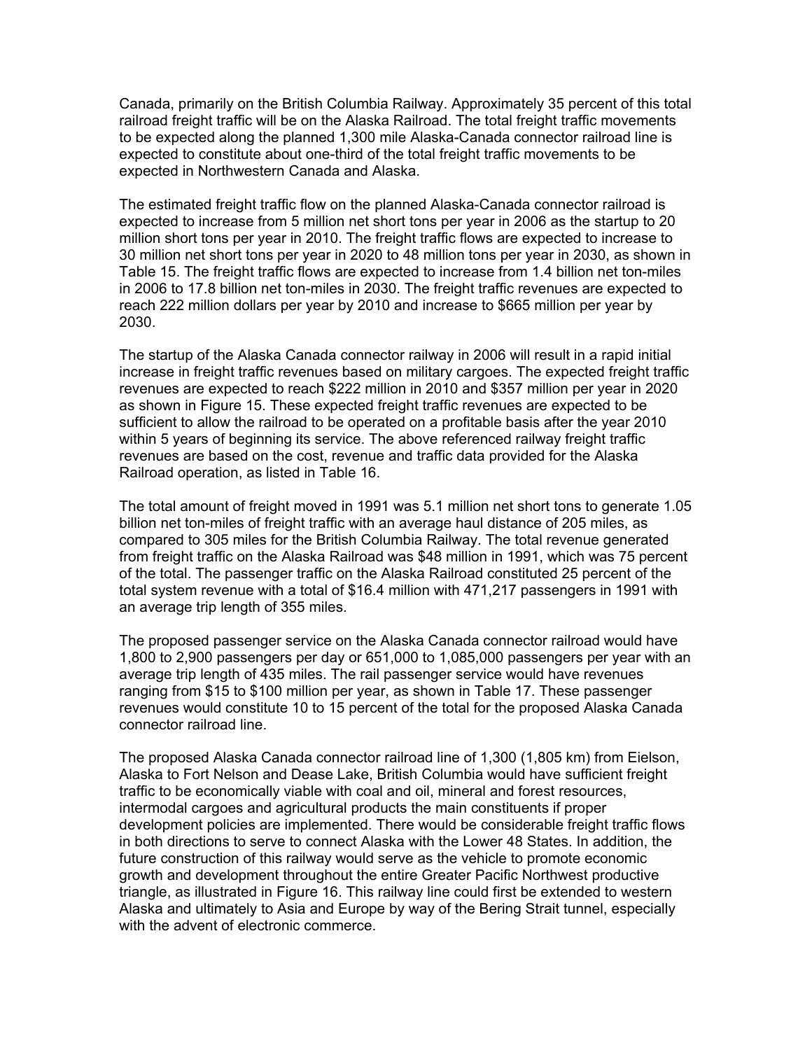Canada, primarily on the British Columbia Railway. Approximately 35 percent of this total railroad freight traffic will be on the Alaska Railroad. The total freight traffic movements to be expected along the planned 1,300 mile Alaska-Canada connector railroad line is expected to constitute about one-third of the total freight traffic movements to be expected in Northwestern Canada and Alaska.

The estimated freight traffic flow on the planned Alaska-Canada connector railroad is expected to increase from 5 million net short tons per year in 2006 as the startup to 20 million short tons per year in 2010. The freight traffic flows are expected to increase to 30 million net short tons per year in 2020 to 48 million tons per year in 2030, as shown in Table 15. The freight traffic flows are expected to increase from 1.4 billion net ton-miles in 2006 to 17.8 billion net ton-miles in 2030. The freight traffic revenues are expected to reach 222 million dollars per year by 2010 and increase to $665 million per year by 2030.

The startup of the Alaska Canada connector railway in 2006 will result in a rapid initial increase in freight traffic revenues based on military cargoes. The expected freight traffic revenues are expected to reach $222 million in 2010 and $357 million per year in 2020 as shown in Figure 15. These expected freight traffic revenues are expected to be sufficient to allow the railroad to be operated on a profitable basis after the year 2010 within 5 years of beginning its service. The above referenced railway freight traffic revenues are based on the cost, revenue and traffic data provided for the Alaska Railroad operation, as listed in Table 16.

The total amount of freight moved in 1991 was 5.1 million net short tons to generate 1.05 billion net ton-miles of freight traffic with an average haul distance of 205 miles, as compared to 305 miles for the British Columbia Railway. The total revenue generated from freight traffic on the Alaska Railroad was $48 million in 1991, which was 75 percent of the total. The passenger traffic on the Alaska Railroad constituted 25 percent of the total system revenue with a total of $16.4 million with 471,217 passengers in 1991 with an average trip length of 355 miles.

The proposed passenger service on the Alaska Canada connector railroad would have 1,800 to 2,900 passengers per day or 651,000 to 1,085,000 passengers per year with an average trip length of 435 miles. The rail passenger service would have revenues ranging from $15 to $100 million per year, as shown in Table 17. These passenger revenues would constitute 10 to 15 percent of the total for the proposed Alaska Canada connector railroad line.

The proposed Alaska Canada connector railroad line of 1,300 (1,805 km) from Eielson, Alaska to Fort Nelson and Dease Lake, British Columbia would have sufficient freight traffic to be economically viable with coal and oil, mineral and forest resources, intermodal cargoes and agricultural products the main constituents if proper development policies are implemented. There would be considerable freight traffic flows in both directions to serve to connect Alaska with the Lower 48 States. In addition, the future construction of this railway would serve as the vehicle to promote economic growth and development throughout the entire Greater Pacific Northwest productive triangle, as illustrated in Figure 16. This railway line could first be extended to western Alaska and ultimately to Asia and Europe by way of the Bering Strait tunnel, especially with the advent of electronic commerce.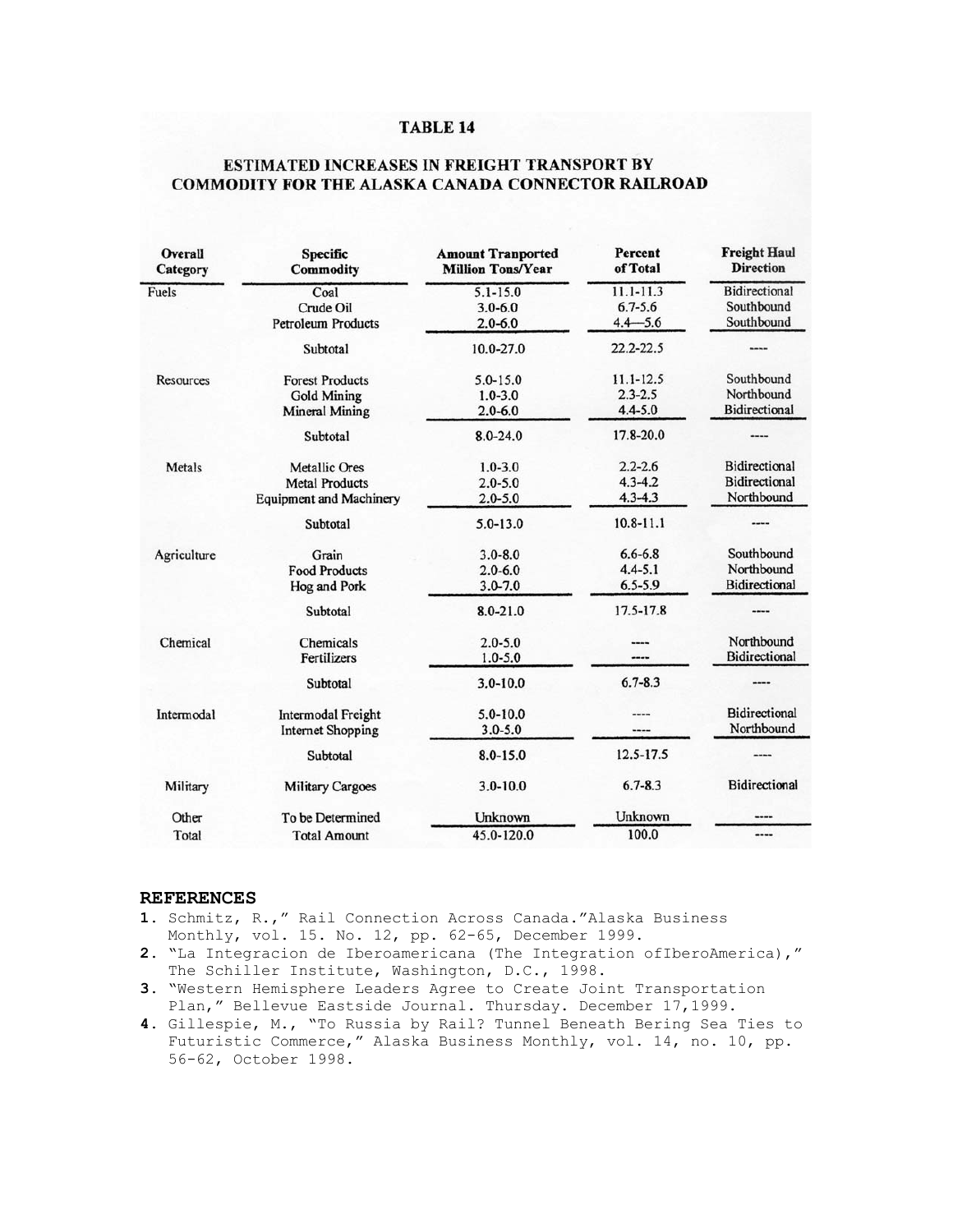# TABLE 14

## ESTIMATED INCREASES IN FREIGHT TRANSPORT BY COMMODITY FOR THE ALASKA CANADA CONNECTOR RAILROAD

| Overall Category | Specific Commodity | Amount Tranported Million Tons/Year | Percent of Total | Freight Haul Direction |
|---|---|---|---|---|
| Fuels | Coal | 5.1-15.0 | 11.1-11.3 | Bidirectional |
| | Crude Oil | 3.0-6.0 | 6.7-5.6 | Southbound |
| | Petroleum Products | 2.0-6.0 | 4.4—5.6 | Southbound |
| | Subtotal | 10.0-27.0 | 22.2-22.5 | ---- |
| Resources | Forest Products | 5.0-15.0 | 11.1-12.5 | Southbound |
| | Gold Mining | 1.0-3.0 | 2.3-2.5 | Northbound |
| | Mineral Mining | 2.0-6.0 | 4.4-5.0 | Bidirectional |
| | Subtotal | 8.0-24.0 | 17.8-20.0 | ---- |
| Metals | Metallic Ores | 1.0-3.0 | 2.2-2.6 | Bidirectional |
| | Metal Products | 2.0-5.0 | 4.3-4.2 | Bidirectional |
| | Equipment and Machinery | 2.0-5.0 | 4.3-4.3 | Northbound |
| | Subtotal | 5.0-13.0 | 10.8-11.1 | ---- |
| Agriculture | Grain | 3.0-8.0 | 6.6-6.8 | Southbound |
| | Food Products | 2.0-6.0 | 4.4-5.1 | Northbound |
| | Hog and Pork | 3.0-7.0 | 6.5-5.9 | Bidirectional |
| | Subtotal | 8.0-21.0 | 17.5-17.8 | ---- |
| Chemical | Chemicals | 2.0-5.0 | ---- | Northbound |
| | Fertilizers | 1.0-5.0 | ---- | Bidirectional |
| | Subtotal | 3.0-10.0 | 6.7-8.3 | ---- |
| Intermodal | Intermodal Freight | 5.0-10.0 | ---- | Bidirectional |
| | Internet Shopping | 3.0-5.0 | ---- | Northbound |
| | Subtotal | 8.0-15.0 | 12.5-17.5 | ---- |
| Military | Military Cargoes | 3.0-10.0 | 6.7-8.3 | Bidirectional |
| Other | To be Determined | Unknown | Unknown | ---- |
| Total | Total Amount | 45.0-120.0 | 100.0 | ---- |

## REFERENCES

1. Schmitz, R.," Rail Connection Across Canada."Alaska Business Monthly, vol. 15. No. 12, pp. 62-65, December 1999.
2. "La Integracion de Iberoamericana (The Integration ofIberoAmerica)," The Schiller Institute, Washington, D.C., 1998.
3. "Western Hemisphere Leaders Agree to Create Joint Transportation Plan," Bellevue Eastside Journal. Thursday. December 17,1999.
4. Gillespie, M., "To Russia by Rail? Tunnel Beneath Bering Sea Ties to Futuristic Commerce," Alaska Business Monthly, vol. 14, no. 10, pp. 56-62, October 1998.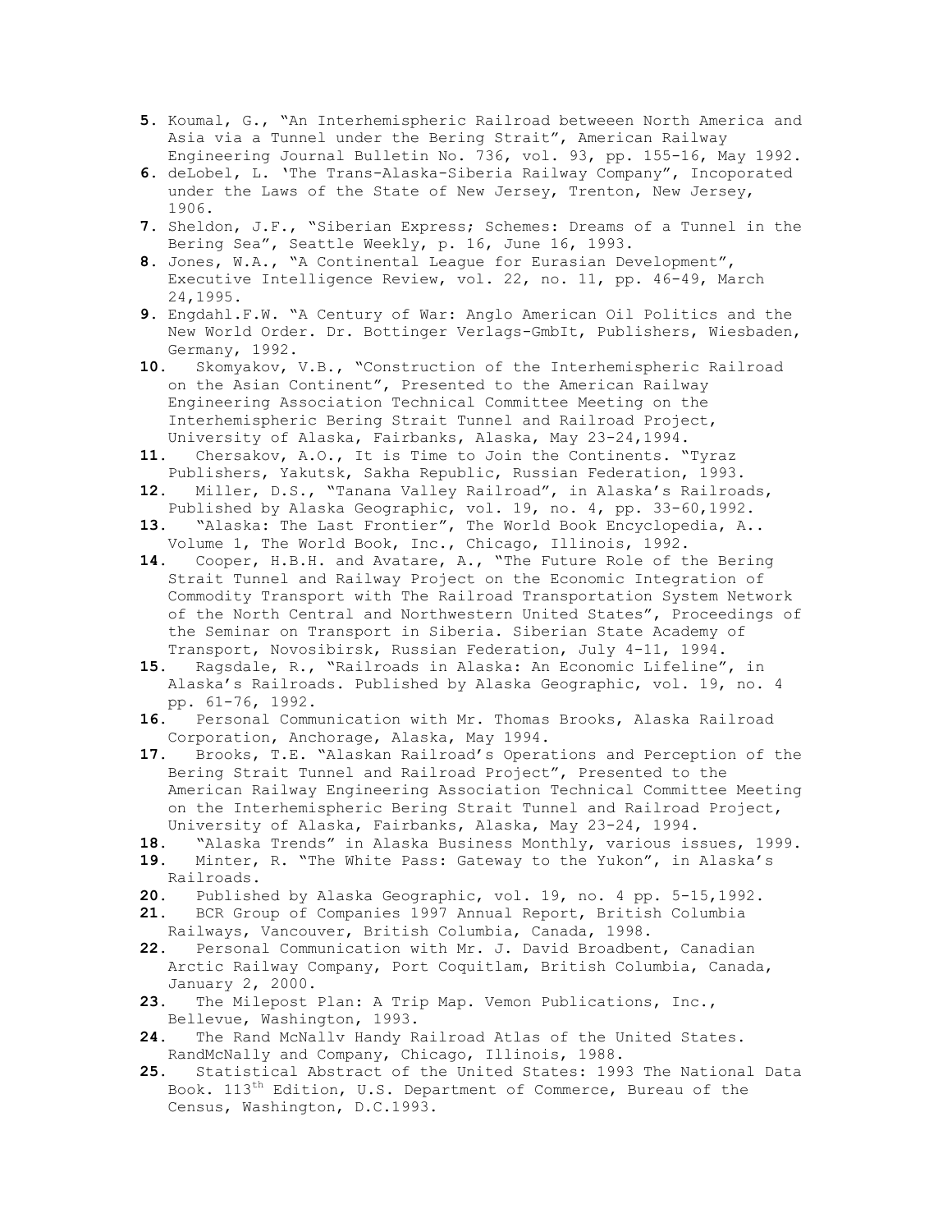5. Koumal, G., "An Interhemispheric Railroad betweeen North America and Asia via a Tunnel under the Bering Strait", American Railway Engineering Journal Bulletin No. 736, vol. 93, pp. 155-16, May 1992.
6. deLobel, L. 'The Trans-Alaska-Siberia Railway Company", Incoporated under the Laws of the State of New Jersey, Trenton, New Jersey, 1906.
7. Sheldon, J.F., "Siberian Express; Schemes: Dreams of a Tunnel in the Bering Sea", Seattle Weekly, p. 16, June 16, 1993.
8. Jones, W.A., "A Continental League for Eurasian Development", Executive Intelligence Review, vol. 22, no. 11, pp. 46-49, March 24,1995.
9. Engdahl.F.W. "A Century of War: Anglo American Oil Politics and the New World Order. Dr. Bottinger Verlags-GmbIt, Publishers, Wiesbaden, Germany, 1992.
10. Skomyakov, V.B., "Construction of the Interhemispheric Railroad on the Asian Continent", Presented to the American Railway Engineering Association Technical Committee Meeting on the Interhemispheric Bering Strait Tunnel and Railroad Project, University of Alaska, Fairbanks, Alaska, May 23-24,1994.
11. Chersakov, A.O., It is Time to Join the Continents. "Tyraz Publishers, Yakutsk, Sakha Republic, Russian Federation, 1993.
12. Miller, D.S., "Tanana Valley Railroad", in Alaska's Railroads, Published by Alaska Geographic, vol. 19, no. 4, pp. 33-60,1992.
13. "Alaska: The Last Frontier", The World Book Encyclopedia, A.. Volume 1, The World Book, Inc., Chicago, Illinois, 1992.
14. Cooper, H.B.H. and Avatare, A., "The Future Role of the Bering Strait Tunnel and Railway Project on the Economic Integration of Commodity Transport with The Railroad Transportation System Network of the North Central and Northwestern United States", Proceedings of the Seminar on Transport in Siberia. Siberian State Academy of Transport, Novosibirsk, Russian Federation, July 4-11, 1994.
15. Ragsdale, R., "Railroads in Alaska: An Economic Lifeline", in Alaska's Railroads. Published by Alaska Geographic, vol. 19, no. 4 pp. 61-76, 1992.
16. Personal Communication with Mr. Thomas Brooks, Alaska Railroad Corporation, Anchorage, Alaska, May 1994.
17. Brooks, T.E. "Alaskan Railroad's Operations and Perception of the Bering Strait Tunnel and Railroad Project", Presented to the American Railway Engineering Association Technical Committee Meeting on the Interhemispheric Bering Strait Tunnel and Railroad Project, University of Alaska, Fairbanks, Alaska, May 23-24, 1994.
18. "Alaska Trends" in Alaska Business Monthly, various issues, 1999.
19. Minter, R. "The White Pass: Gateway to the Yukon", in Alaska's Railroads.
20. Published by Alaska Geographic, vol. 19, no. 4 pp. 5-15,1992.
21. BCR Group of Companies 1997 Annual Report, British Columbia Railways, Vancouver, British Columbia, Canada, 1998.
22. Personal Communication with Mr. J. David Broadbent, Canadian Arctic Railway Company, Port Coquitlam, British Columbia, Canada, January 2, 2000.
23. The Milepost Plan: A Trip Map. Vemon Publications, Inc., Bellevue, Washington, 1993.
24. The Rand McNallv Handy Railroad Atlas of the United States. RandMcNally and Company, Chicago, Illinois, 1988.
25. Statistical Abstract of the United States: 1993 The National Data Book. 113th Edition, U.S. Department of Commerce, Bureau of the Census, Washington, D.C.1993.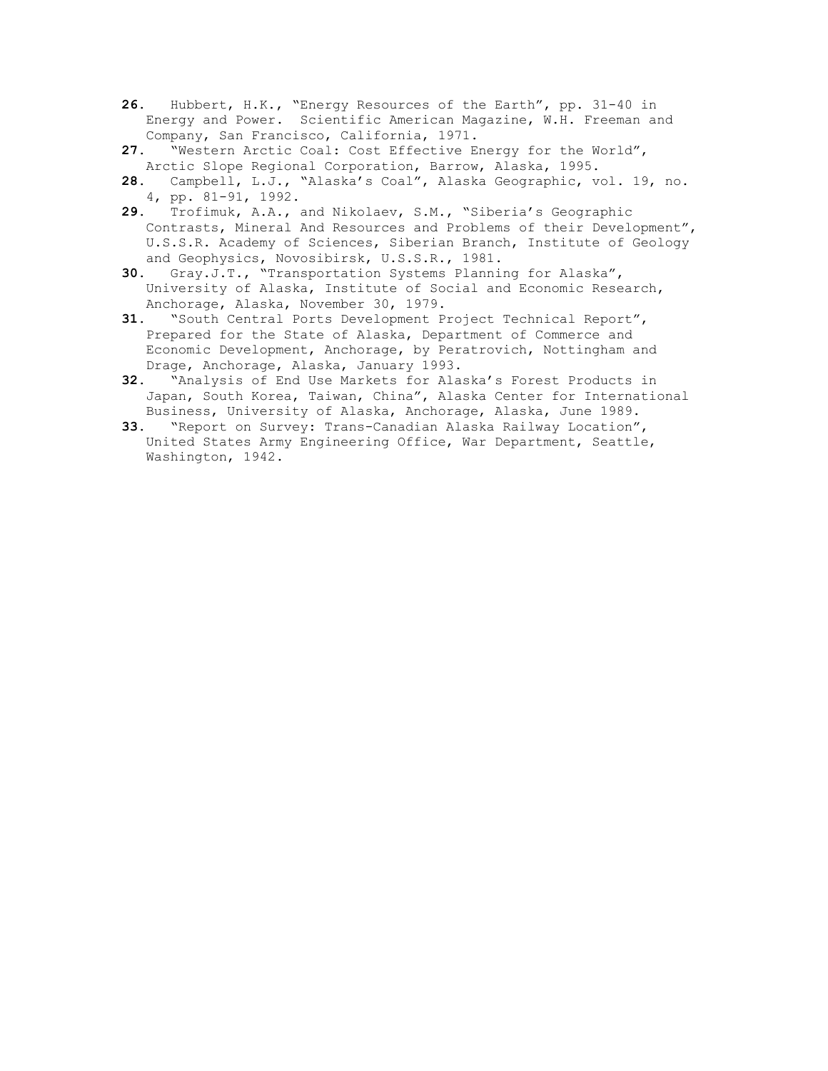**26.** Hubbert, H.K., "Energy Resources of the Earth", pp. 31-40 in Energy and Power. Scientific American Magazine, W.H. Freeman and Company, San Francisco, California, 1971.

**27.** "Western Arctic Coal: Cost Effective Energy for the World", Arctic Slope Regional Corporation, Barrow, Alaska, 1995.

**28.** Campbell, L.J., "Alaska's Coal", Alaska Geographic, vol. 19, no. 4, pp. 81-91, 1992.

**29.** Trofimuk, A.A., and Nikolaev, S.M., "Siberia's Geographic Contrasts, Mineral And Resources and Problems of their Development", U.S.S.R. Academy of Sciences, Siberian Branch, Institute of Geology and Geophysics, Novosibirsk, U.S.S.R., 1981.

**30.** Gray.J.T., "Transportation Systems Planning for Alaska", University of Alaska, Institute of Social and Economic Research, Anchorage, Alaska, November 30, 1979.

**31.** "South Central Ports Development Project Technical Report", Prepared for the State of Alaska, Department of Commerce and Economic Development, Anchorage, by Peratrovich, Nottingham and Drage, Anchorage, Alaska, January 1993.

**32.** "Analysis of End Use Markets for Alaska's Forest Products in Japan, South Korea, Taiwan, China", Alaska Center for International Business, University of Alaska, Anchorage, Alaska, June 1989.

**33.** "Report on Survey: Trans-Canadian Alaska Railway Location", United States Army Engineering Office, War Department, Seattle, Washington, 1942.